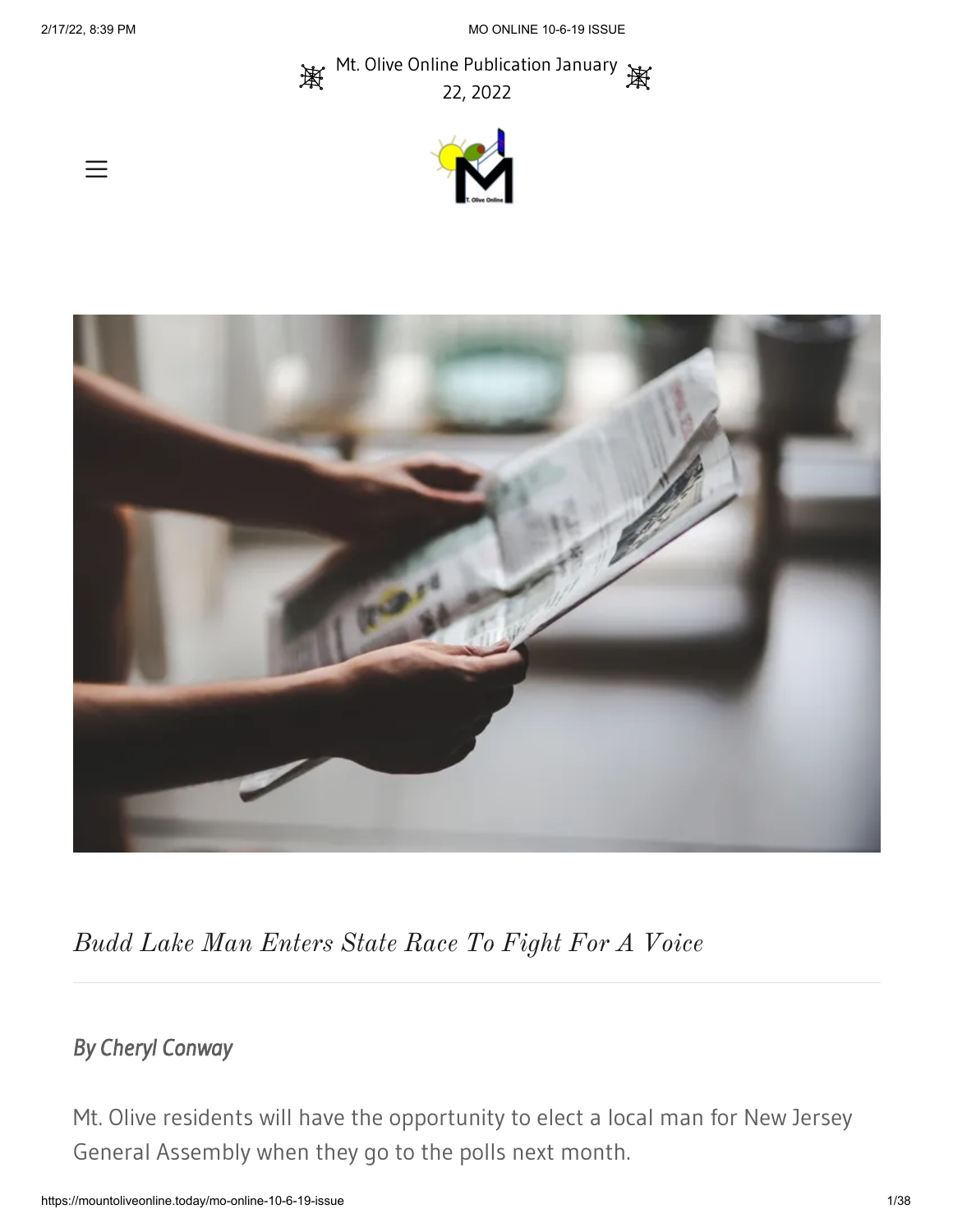Mt. Olive Online Publication January 22, 2022

*Budd Lake Man Enters State Race To Fight For A Voice*

---

***By Cheryl Conway***

Mt. Olive residents will have the opportunity to elect a local man for New Jersey General Assembly when they go to the polls next month.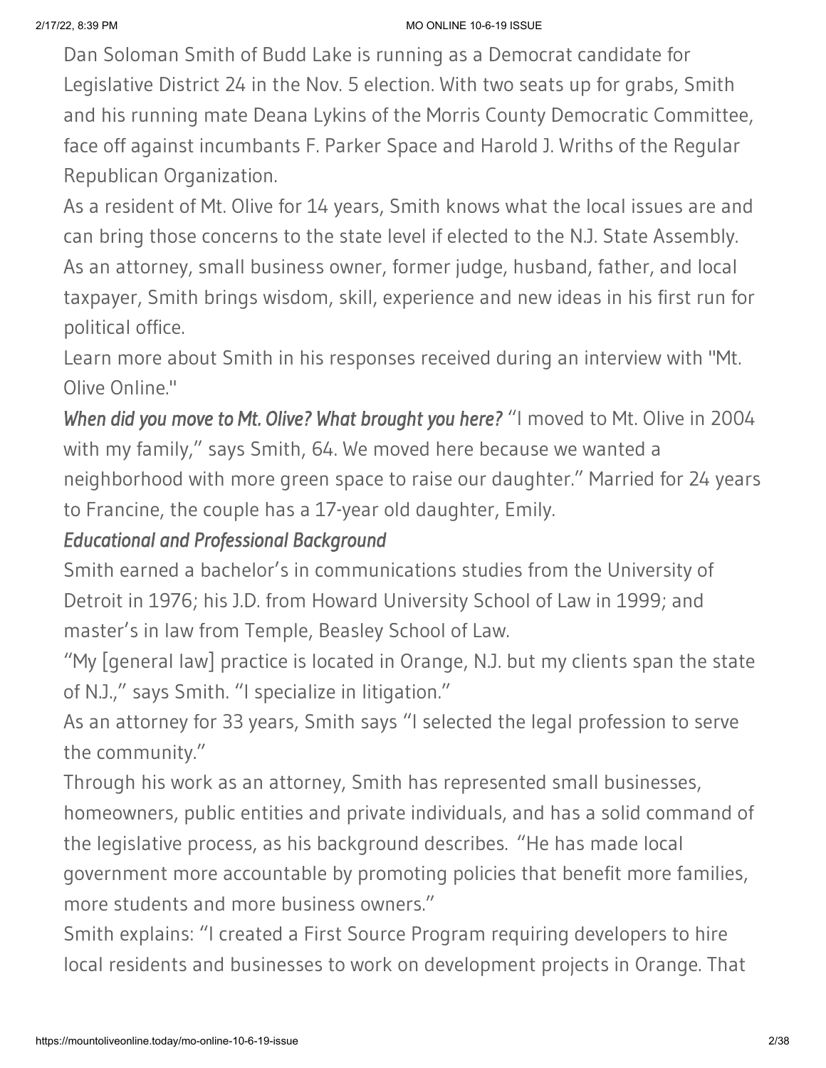Dan Soloman Smith of Budd Lake is running as a Democrat candidate for Legislative District 24 in the Nov. 5 election. With two seats up for grabs, Smith and his running mate Deana Lykins of the Morris County Democratic Committee, face off against incumbants F. Parker Space and Harold J. Wriths of the Regular Republican Organization.

As a resident of Mt. Olive for 14 years, Smith knows what the local issues are and can bring those concerns to the state level if elected to the N.J. State Assembly. As an attorney, small business owner, former judge, husband, father, and local taxpayer, Smith brings wisdom, skill, experience and new ideas in his first run for political office.

Learn more about Smith in his responses received during an interview with "Mt. Olive Online."

*When did you move to Mt. Olive? What brought you here?* "I moved to Mt. Olive in 2004 with my family," says Smith, 64. We moved here because we wanted a neighborhood with more green space to raise our daughter." Married for 24 years to Francine, the couple has a 17-year old daughter, Emily.

*Educational and Professional Background*

Smith earned a bachelor's in communications studies from the University of Detroit in 1976; his J.D. from Howard University School of Law in 1999; and master's in law from Temple, Beasley School of Law.

"My [general law] practice is located in Orange, N.J. but my clients span the state of N.J.," says Smith. "I specialize in litigation."

As an attorney for 33 years, Smith says "I selected the legal profession to serve the community."

Through his work as an attorney, Smith has represented small businesses, homeowners, public entities and private individuals, and has a solid command of the legislative process, as his background describes. "He has made local government more accountable by promoting policies that benefit more families, more students and more business owners."

Smith explains: "I created a First Source Program requiring developers to hire local residents and businesses to work on development projects in Orange. That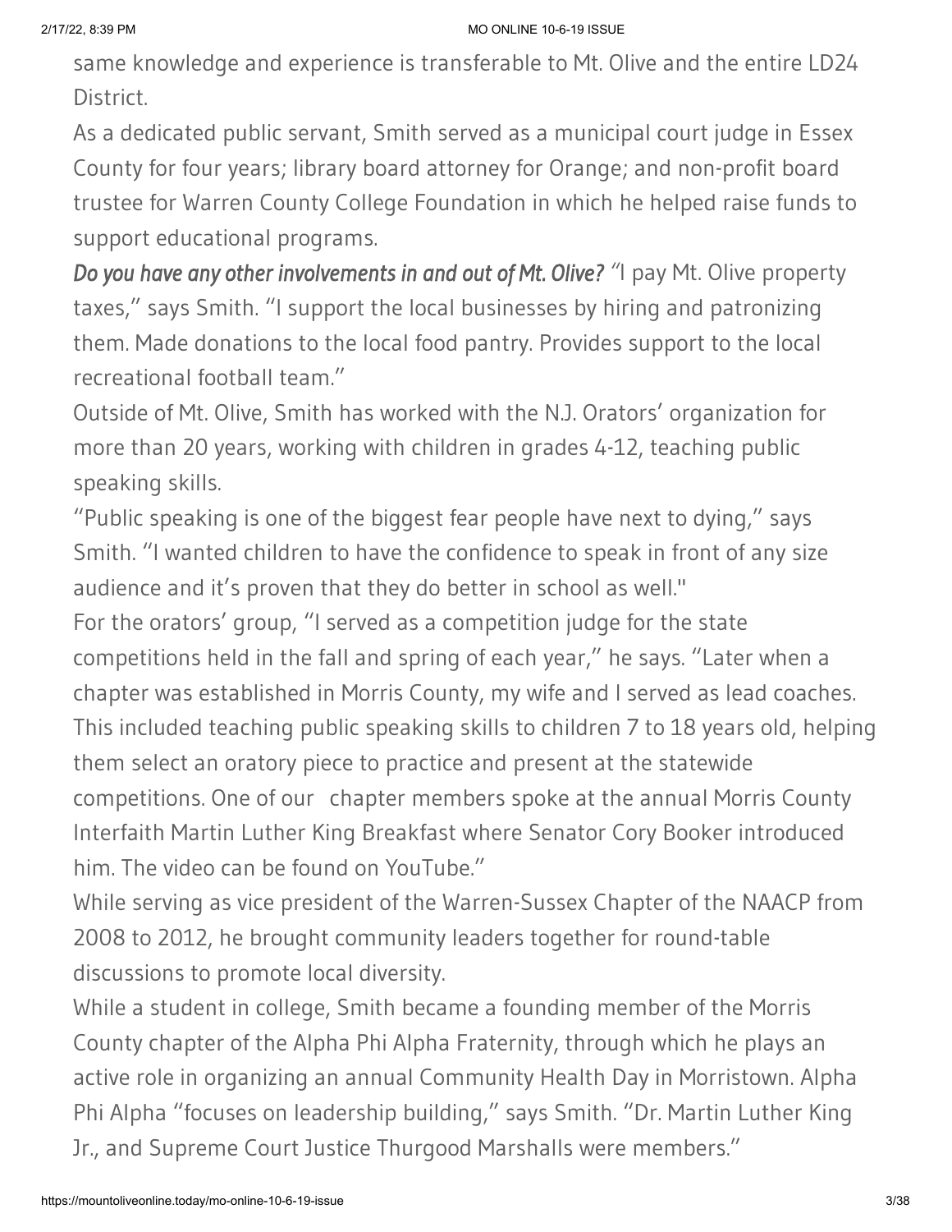same knowledge and experience is transferable to Mt. Olive and the entire LD24 District.

As a dedicated public servant, Smith served as a municipal court judge in Essex County for four years; library board attorney for Orange; and non-profit board trustee for Warren County College Foundation in which he helped raise funds to support educational programs.

*Do you have any other involvements in and out of Mt. Olive?* "I pay Mt. Olive property taxes," says Smith. "I support the local businesses by hiring and patronizing them. Made donations to the local food pantry. Provides support to the local recreational football team."

Outside of Mt. Olive, Smith has worked with the N.J. Orators' organization for more than 20 years, working with children in grades 4-12, teaching public speaking skills.

"Public speaking is one of the biggest fear people have next to dying," says Smith. "I wanted children to have the confidence to speak in front of any size audience and it's proven that they do better in school as well."

For the orators' group, "I served as a competition judge for the state competitions held in the fall and spring of each year," he says. "Later when a chapter was established in Morris County, my wife and I served as lead coaches. This included teaching public speaking skills to children 7 to 18 years old, helping them select an oratory piece to practice and present at the statewide competitions. One of our chapter members spoke at the annual Morris County Interfaith Martin Luther King Breakfast where Senator Cory Booker introduced him. The video can be found on YouTube."

While serving as vice president of the Warren-Sussex Chapter of the NAACP from 2008 to 2012, he brought community leaders together for round-table discussions to promote local diversity.

While a student in college, Smith became a founding member of the Morris County chapter of the Alpha Phi Alpha Fraternity, through which he plays an active role in organizing an annual Community Health Day in Morristown. Alpha Phi Alpha "focuses on leadership building," says Smith. "Dr. Martin Luther King Jr., and Supreme Court Justice Thurgood Marshalls were members."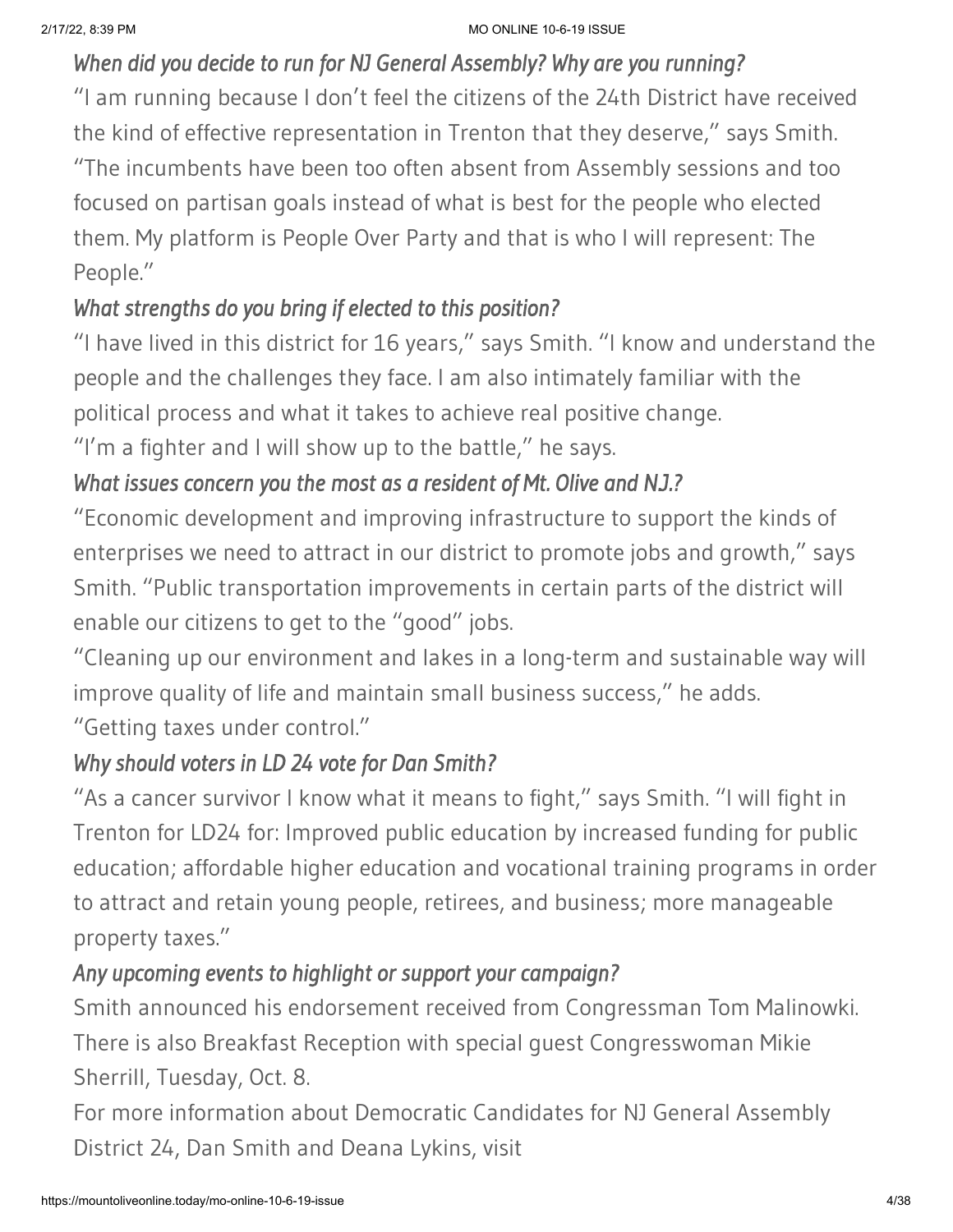*When did you decide to run for NJ General Assembly? Why are you running?*

"I am running because I don't feel the citizens of the 24th District have received the kind of effective representation in Trenton that they deserve," says Smith. "The incumbents have been too often absent from Assembly sessions and too focused on partisan goals instead of what is best for the people who elected them. My platform is People Over Party and that is who I will represent: The People."

*What strengths do you bring if elected to this position?*

"I have lived in this district for 16 years," says Smith. "I know and understand the people and the challenges they face. I am also intimately familiar with the political process and what it takes to achieve real positive change.

"I'm a fighter and I will show up to the battle," he says.

*What issues concern you the most as a resident of Mt. Olive and NJ.?*

"Economic development and improving infrastructure to support the kinds of enterprises we need to attract in our district to promote jobs and growth," says Smith. "Public transportation improvements in certain parts of the district will enable our citizens to get to the "good" jobs.

"Cleaning up our environment and lakes in a long-term and sustainable way will improve quality of life and maintain small business success," he adds.

"Getting taxes under control."

*Why should voters in LD 24 vote for Dan Smith?*

"As a cancer survivor I know what it means to fight," says Smith. "I will fight in Trenton for LD24 for: Improved public education by increased funding for public education; affordable higher education and vocational training programs in order to attract and retain young people, retirees, and business; more manageable property taxes."

*Any upcoming events to highlight or support your campaign?*

Smith announced his endorsement received from Congressman Tom Malinowki. There is also Breakfast Reception with special guest Congresswoman Mikie Sherrill, Tuesday, Oct. 8.

For more information about Democratic Candidates for NJ General Assembly District 24, Dan Smith and Deana Lykins, visit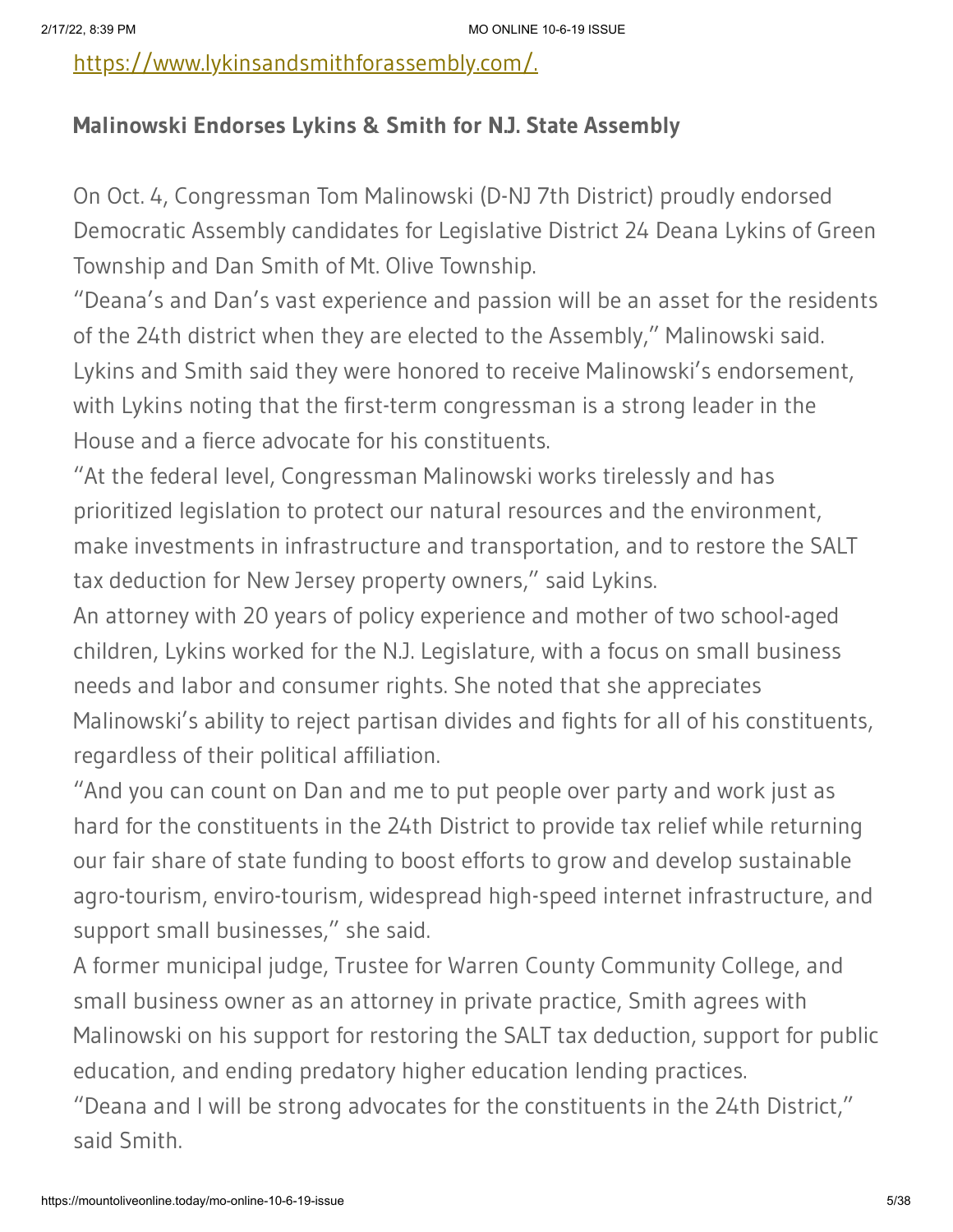https://www.lykinsandsmithforassembly.com/.

### Malinowski Endorses Lykins & Smith for N.J. State Assembly

On Oct. 4, Congressman Tom Malinowski (D-NJ 7th District) proudly endorsed Democratic Assembly candidates for Legislative District 24 Deana Lykins of Green Township and Dan Smith of Mt. Olive Township.

"Deana's and Dan's vast experience and passion will be an asset for the residents of the 24th district when they are elected to the Assembly," Malinowski said.

Lykins and Smith said they were honored to receive Malinowski's endorsement, with Lykins noting that the first-term congressman is a strong leader in the House and a fierce advocate for his constituents.

"At the federal level, Congressman Malinowski works tirelessly and has prioritized legislation to protect our natural resources and the environment, make investments in infrastructure and transportation, and to restore the SALT tax deduction for New Jersey property owners," said Lykins.

An attorney with 20 years of policy experience and mother of two school-aged children, Lykins worked for the N.J. Legislature, with a focus on small business needs and labor and consumer rights. She noted that she appreciates Malinowski's ability to reject partisan divides and fights for all of his constituents, regardless of their political affiliation.

"And you can count on Dan and me to put people over party and work just as hard for the constituents in the 24th District to provide tax relief while returning our fair share of state funding to boost efforts to grow and develop sustainable agro-tourism, enviro-tourism, widespread high-speed internet infrastructure, and support small businesses," she said.

A former municipal judge, Trustee for Warren County Community College, and small business owner as an attorney in private practice, Smith agrees with Malinowski on his support for restoring the SALT tax deduction, support for public education, and ending predatory higher education lending practices.

"Deana and I will be strong advocates for the constituents in the 24th District," said Smith.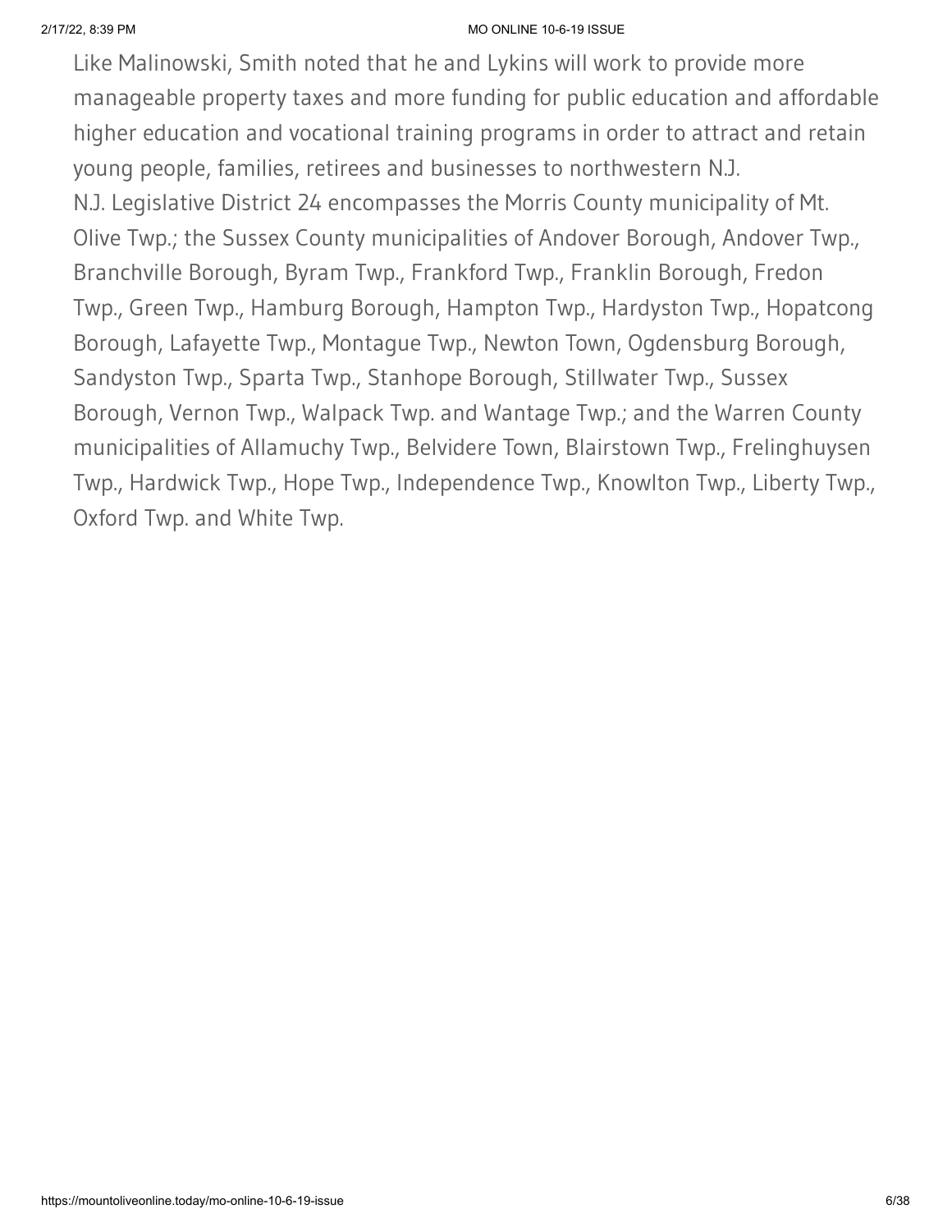Like Malinowski, Smith noted that he and Lykins will work to provide more manageable property taxes and more funding for public education and affordable higher education and vocational training programs in order to attract and retain young people, families, retirees and businesses to northwestern N.J.

N.J. Legislative District 24 encompasses the Morris County municipality of Mt. Olive Twp.; the Sussex County municipalities of Andover Borough, Andover Twp., Branchville Borough, Byram Twp., Frankford Twp., Franklin Borough, Fredon Twp., Green Twp., Hamburg Borough, Hampton Twp., Hardyston Twp., Hopatcong Borough, Lafayette Twp., Montague Twp., Newton Town, Ogdensburg Borough, Sandyston Twp., Sparta Twp., Stanhope Borough, Stillwater Twp., Sussex Borough, Vernon Twp., Walpack Twp. and Wantage Twp.; and the Warren County municipalities of Allamuchy Twp., Belvidere Town, Blairstown Twp., Frelinghuysen Twp., Hardwick Twp., Hope Twp., Independence Twp., Knowlton Twp., Liberty Twp., Oxford Twp. and White Twp.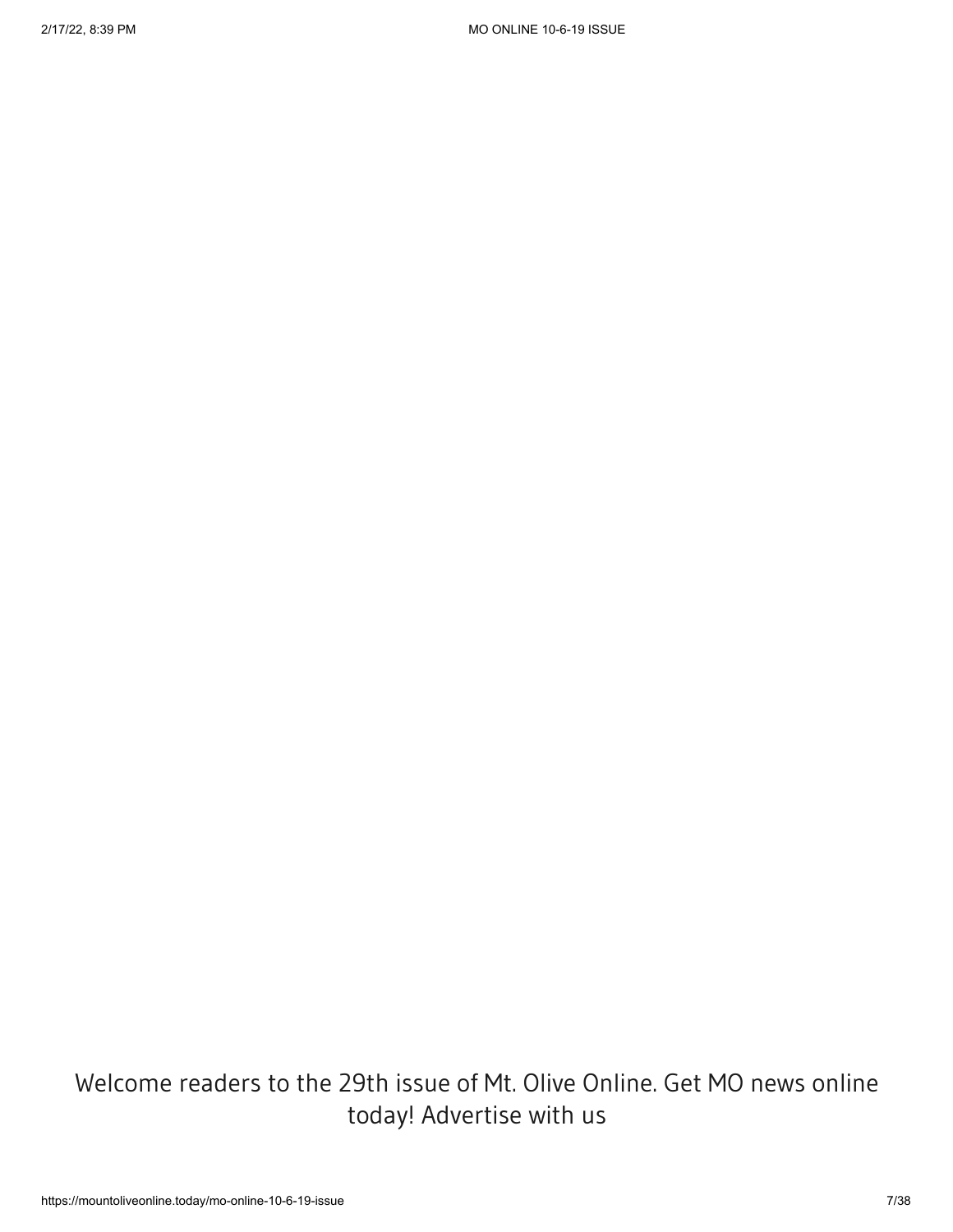Welcome readers to the 29th issue of Mt. Olive Online. Get MO news online today! Advertise with us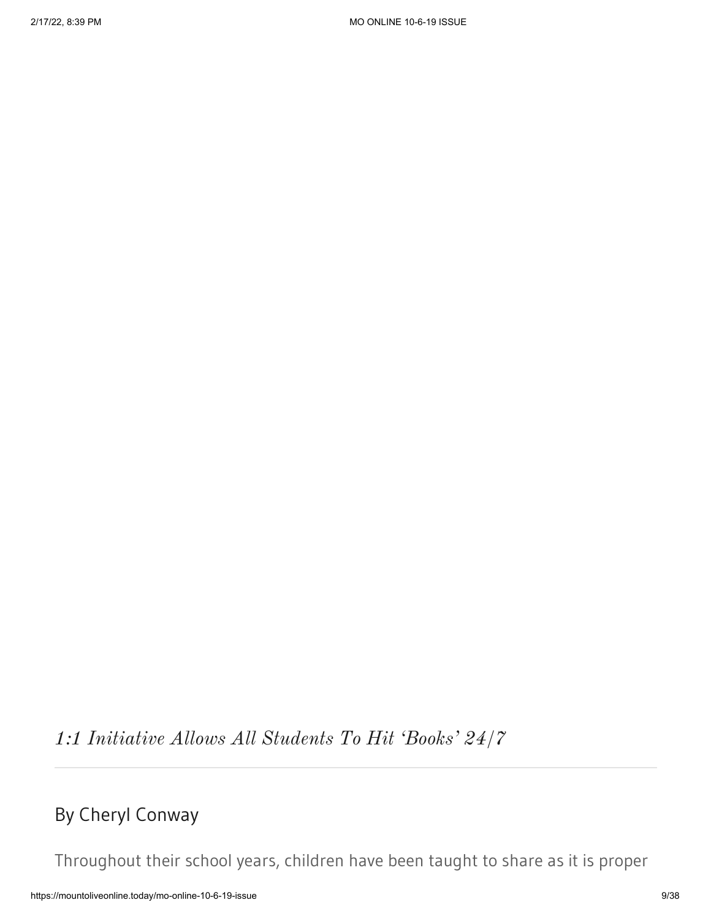*1:1 Initiative Allows All Students To Hit 'Books' 24/7*

---

## By Cheryl Conway

Throughout their school years, children have been taught to share as it is proper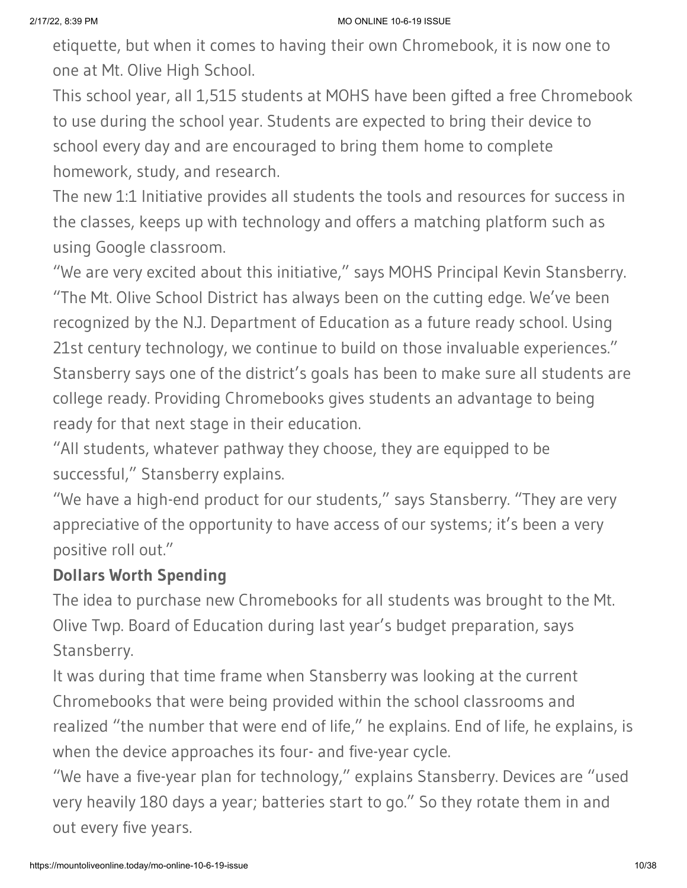etiquette, but when it comes to having their own Chromebook, it is now one to one at Mt. Olive High School.

This school year, all 1,515 students at MOHS have been gifted a free Chromebook to use during the school year. Students are expected to bring their device to school every day and are encouraged to bring them home to complete homework, study, and research.

The new 1:1 Initiative provides all students the tools and resources for success in the classes, keeps up with technology and offers a matching platform such as using Google classroom.

"We are very excited about this initiative," says MOHS Principal Kevin Stansberry. "The Mt. Olive School District has always been on the cutting edge. We've been recognized by the N.J. Department of Education as a future ready school. Using 21st century technology, we continue to build on those invaluable experiences."

Stansberry says one of the district's goals has been to make sure all students are college ready. Providing Chromebooks gives students an advantage to being ready for that next stage in their education.

"All students, whatever pathway they choose, they are equipped to be successful," Stansberry explains.

"We have a high-end product for our students," says Stansberry. "They are very appreciative of the opportunity to have access of our systems; it's been a very positive roll out."

**Dollars Worth Spending**

The idea to purchase new Chromebooks for all students was brought to the Mt. Olive Twp. Board of Education during last year's budget preparation, says Stansberry.

It was during that time frame when Stansberry was looking at the current Chromebooks that were being provided within the school classrooms and realized "the number that were end of life," he explains. End of life, he explains, is when the device approaches its four- and five-year cycle.

"We have a five-year plan for technology," explains Stansberry. Devices are "used very heavily 180 days a year; batteries start to go." So they rotate them in and out every five years.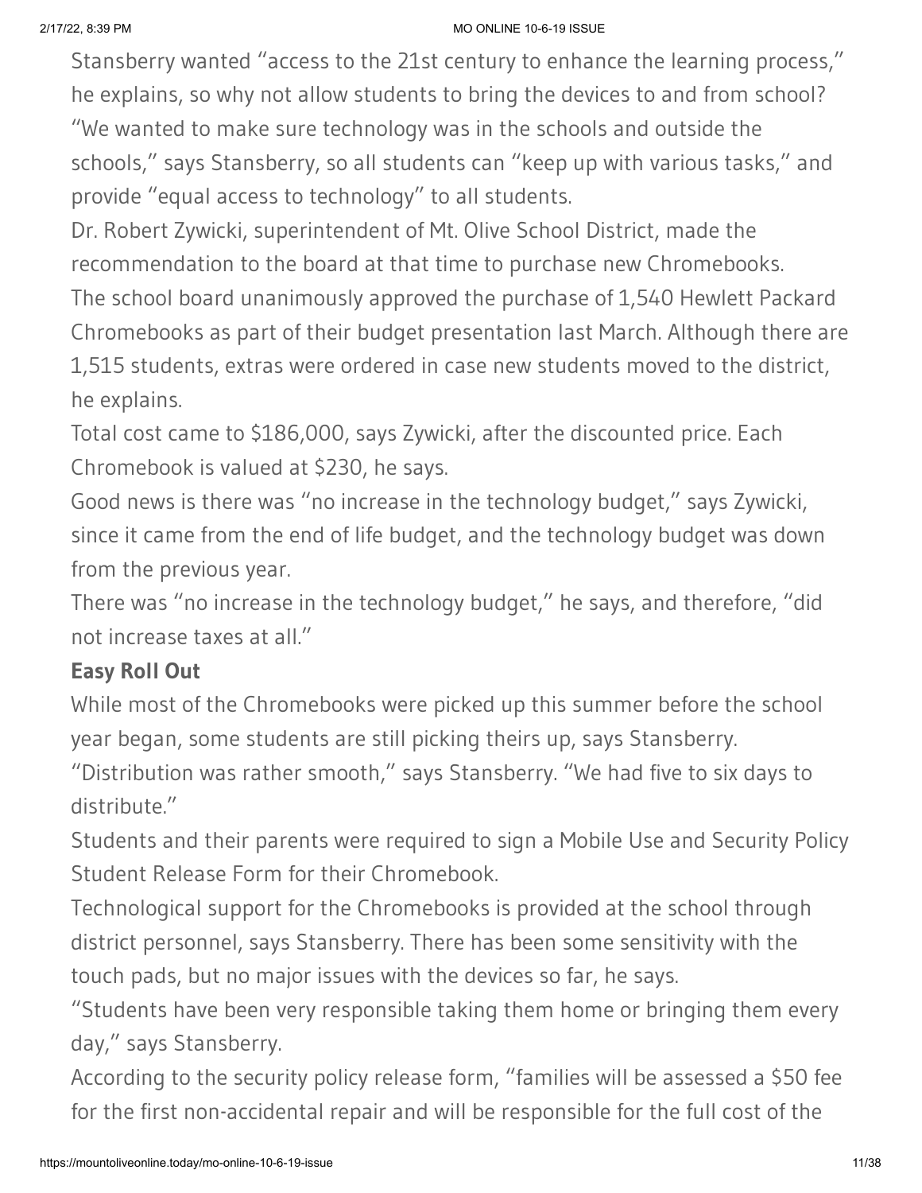Stansberry wanted "access to the 21st century to enhance the learning process," he explains, so why not allow students to bring the devices to and from school? "We wanted to make sure technology was in the schools and outside the schools," says Stansberry, so all students can "keep up with various tasks," and provide "equal access to technology" to all students.

Dr. Robert Zywicki, superintendent of Mt. Olive School District, made the recommendation to the board at that time to purchase new Chromebooks.

The school board unanimously approved the purchase of 1,540 Hewlett Packard Chromebooks as part of their budget presentation last March. Although there are 1,515 students, extras were ordered in case new students moved to the district, he explains.

Total cost came to $186,000, says Zywicki, after the discounted price. Each Chromebook is valued at $230, he says.

Good news is there was "no increase in the technology budget," says Zywicki, since it came from the end of life budget, and the technology budget was down from the previous year.

There was "no increase in the technology budget," he says, and therefore, "did not increase taxes at all."

**Easy Roll Out**

While most of the Chromebooks were picked up this summer before the school year began, some students are still picking theirs up, says Stansberry.

"Distribution was rather smooth," says Stansberry. "We had five to six days to distribute."

Students and their parents were required to sign a Mobile Use and Security Policy Student Release Form for their Chromebook.

Technological support for the Chromebooks is provided at the school through district personnel, says Stansberry. There has been some sensitivity with the touch pads, but no major issues with the devices so far, he says.

"Students have been very responsible taking them home or bringing them every day," says Stansberry.

According to the security policy release form, "families will be assessed a $50 fee for the first non-accidental repair and will be responsible for the full cost of the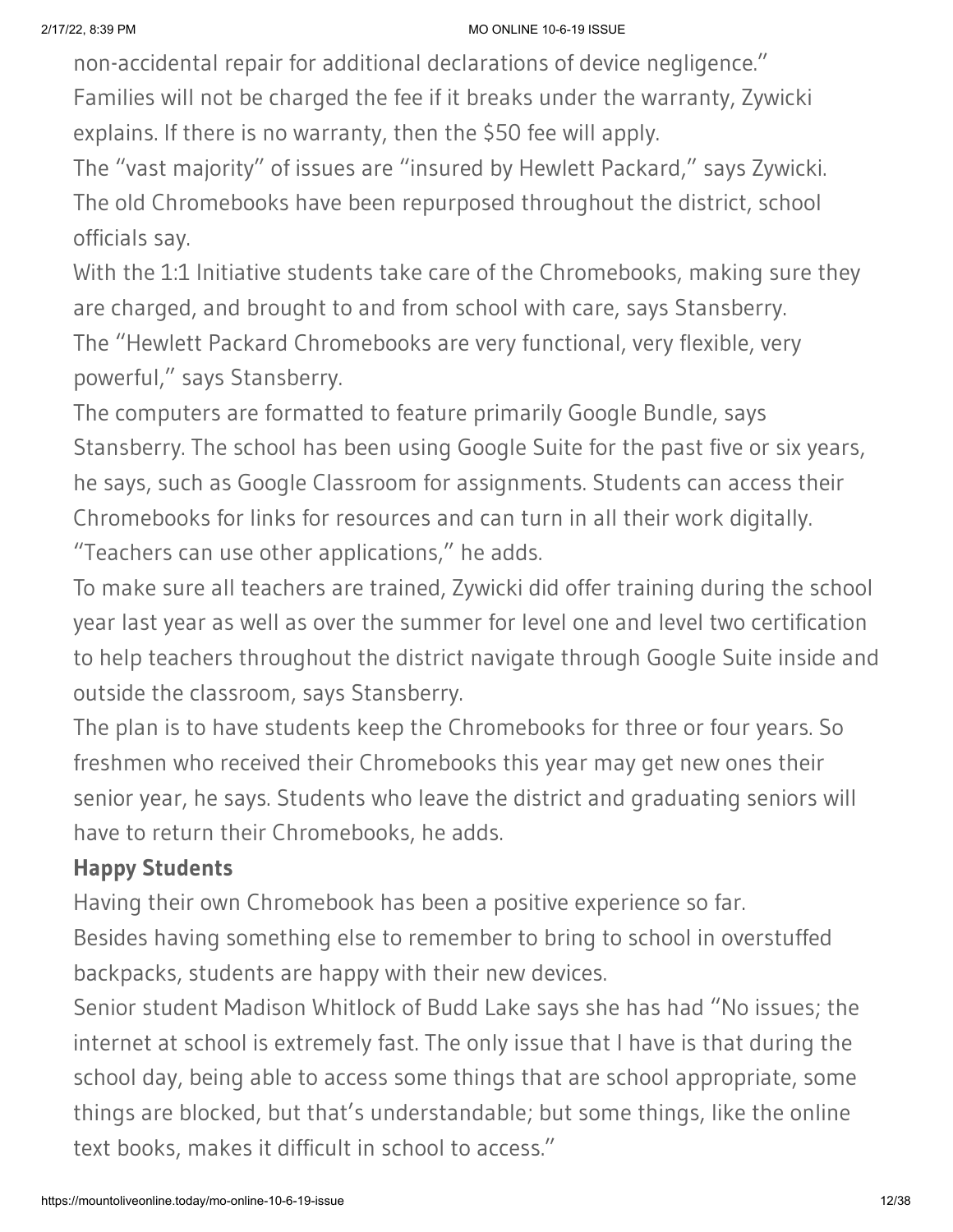non-accidental repair for additional declarations of device negligence."

Families will not be charged the fee if it breaks under the warranty, Zywicki explains. If there is no warranty, then the $50 fee will apply.

The "vast majority" of issues are "insured by Hewlett Packard," says Zywicki.

The old Chromebooks have been repurposed throughout the district, school officials say.

With the 1:1 Initiative students take care of the Chromebooks, making sure they are charged, and brought to and from school with care, says Stansberry.

The "Hewlett Packard Chromebooks are very functional, very flexible, very powerful," says Stansberry.

The computers are formatted to feature primarily Google Bundle, says Stansberry. The school has been using Google Suite for the past five or six years, he says, such as Google Classroom for assignments. Students can access their Chromebooks for links for resources and can turn in all their work digitally.

"Teachers can use other applications," he adds.

To make sure all teachers are trained, Zywicki did offer training during the school year last year as well as over the summer for level one and level two certification to help teachers throughout the district navigate through Google Suite inside and outside the classroom, says Stansberry.

The plan is to have students keep the Chromebooks for three or four years. So freshmen who received their Chromebooks this year may get new ones their senior year, he says. Students who leave the district and graduating seniors will have to return their Chromebooks, he adds.

**Happy Students**

Having their own Chromebook has been a positive experience so far.

Besides having something else to remember to bring to school in overstuffed backpacks, students are happy with their new devices.

Senior student Madison Whitlock of Budd Lake says she has had "No issues; the internet at school is extremely fast. The only issue that I have is that during the school day, being able to access some things that are school appropriate, some things are blocked, but that's understandable; but some things, like the online text books, makes it difficult in school to access."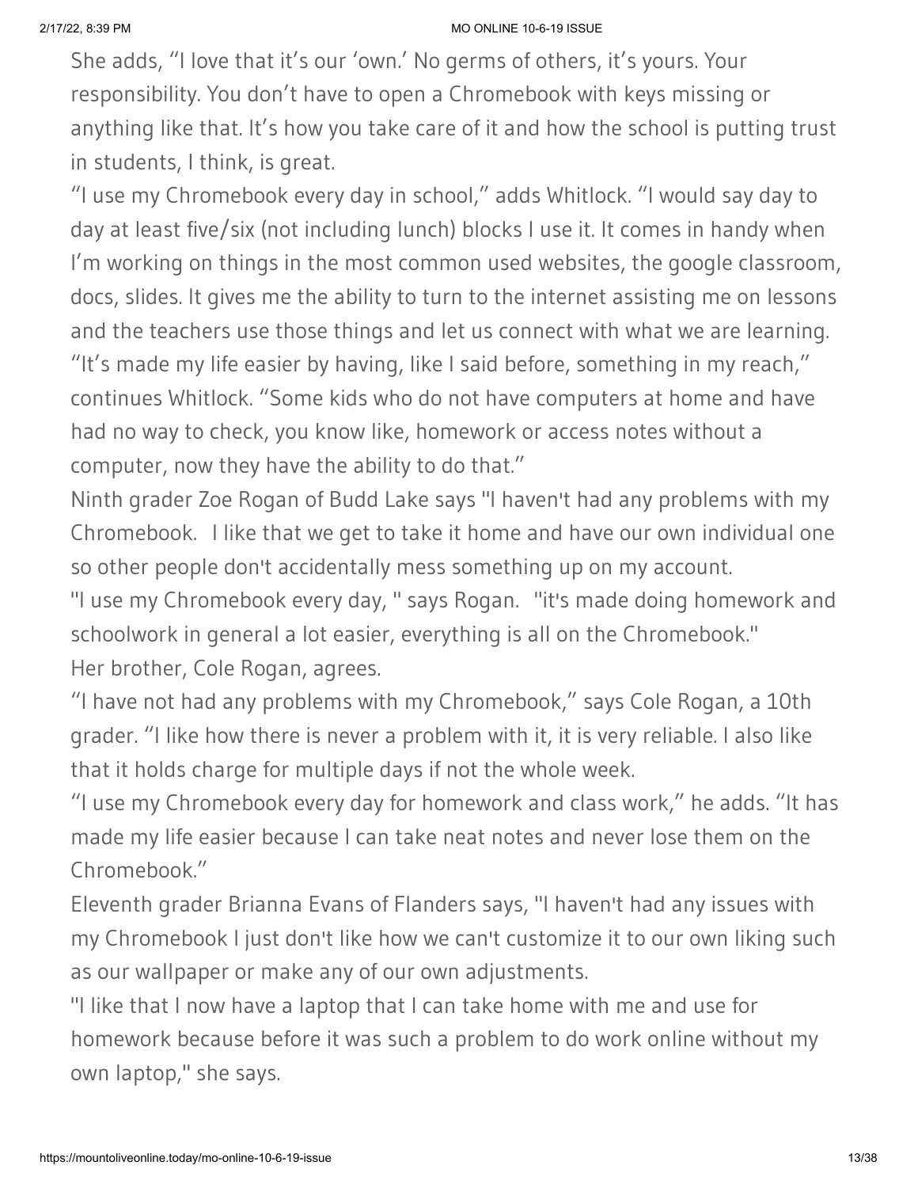She adds, "I love that it's our 'own.' No germs of others, it's yours. Your responsibility. You don't have to open a Chromebook with keys missing or anything like that. It's how you take care of it and how the school is putting trust in students, I think, is great.

"I use my Chromebook every day in school," adds Whitlock. "I would say day to day at least five/six (not including lunch) blocks I use it. It comes in handy when I'm working on things in the most common used websites, the google classroom, docs, slides. It gives me the ability to turn to the internet assisting me on lessons and the teachers use those things and let us connect with what we are learning.

"It's made my life easier by having, like I said before, something in my reach," continues Whitlock. "Some kids who do not have computers at home and have had no way to check, you know like, homework or access notes without a computer, now they have the ability to do that."

Ninth grader Zoe Rogan of Budd Lake says "I haven't had any problems with my Chromebook.  I like that we get to take it home and have our own individual one so other people don't accidentally mess something up on my account.

"I use my Chromebook every day, " says Rogan.  "it's made doing homework and schoolwork in general a lot easier, everything is all on the Chromebook."

Her brother, Cole Rogan, agrees.

"I have not had any problems with my Chromebook," says Cole Rogan, a 10th grader. "I like how there is never a problem with it, it is very reliable. I also like that it holds charge for multiple days if not the whole week.

"I use my Chromebook every day for homework and class work," he adds. "It has made my life easier because I can take neat notes and never lose them on the Chromebook."

Eleventh grader Brianna Evans of Flanders says, "I haven't had any issues with my Chromebook I just don't like how we can't customize it to our own liking such as our wallpaper or make any of our own adjustments.

"I like that I now have a laptop that I can take home with me and use for homework because before it was such a problem to do work online without my own laptop," she says.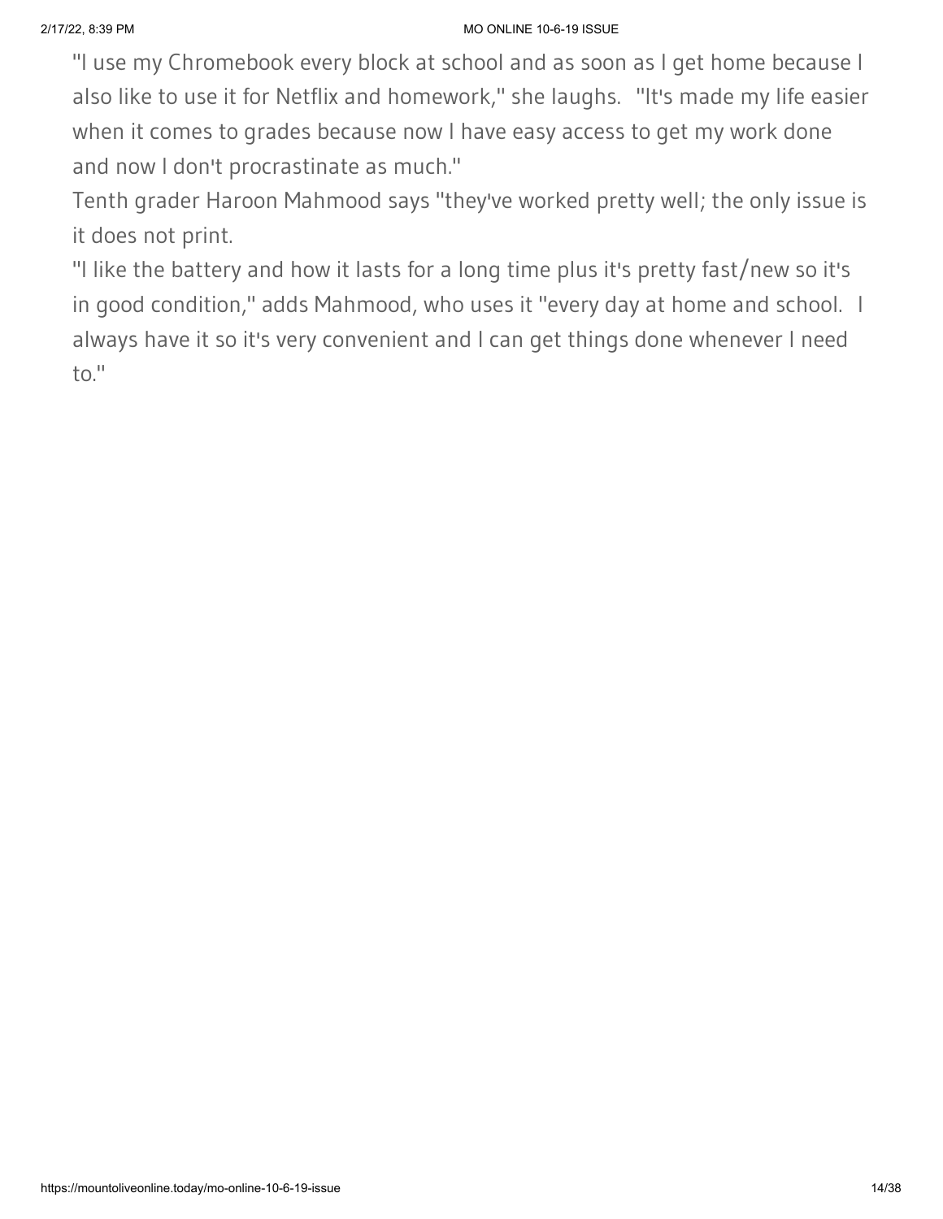"I use my Chromebook every block at school and as soon as I get home because I also like to use it for Netflix and homework," she laughs. "It's made my life easier when it comes to grades because now I have easy access to get my work done and now I don't procrastinate as much."

Tenth grader Haroon Mahmood says "they've worked pretty well; the only issue is it does not print.

"I like the battery and how it lasts for a long time plus it's pretty fast/new so it's in good condition," adds Mahmood, who uses it "every day at home and school. I always have it so it's very convenient and I can get things done whenever I need to."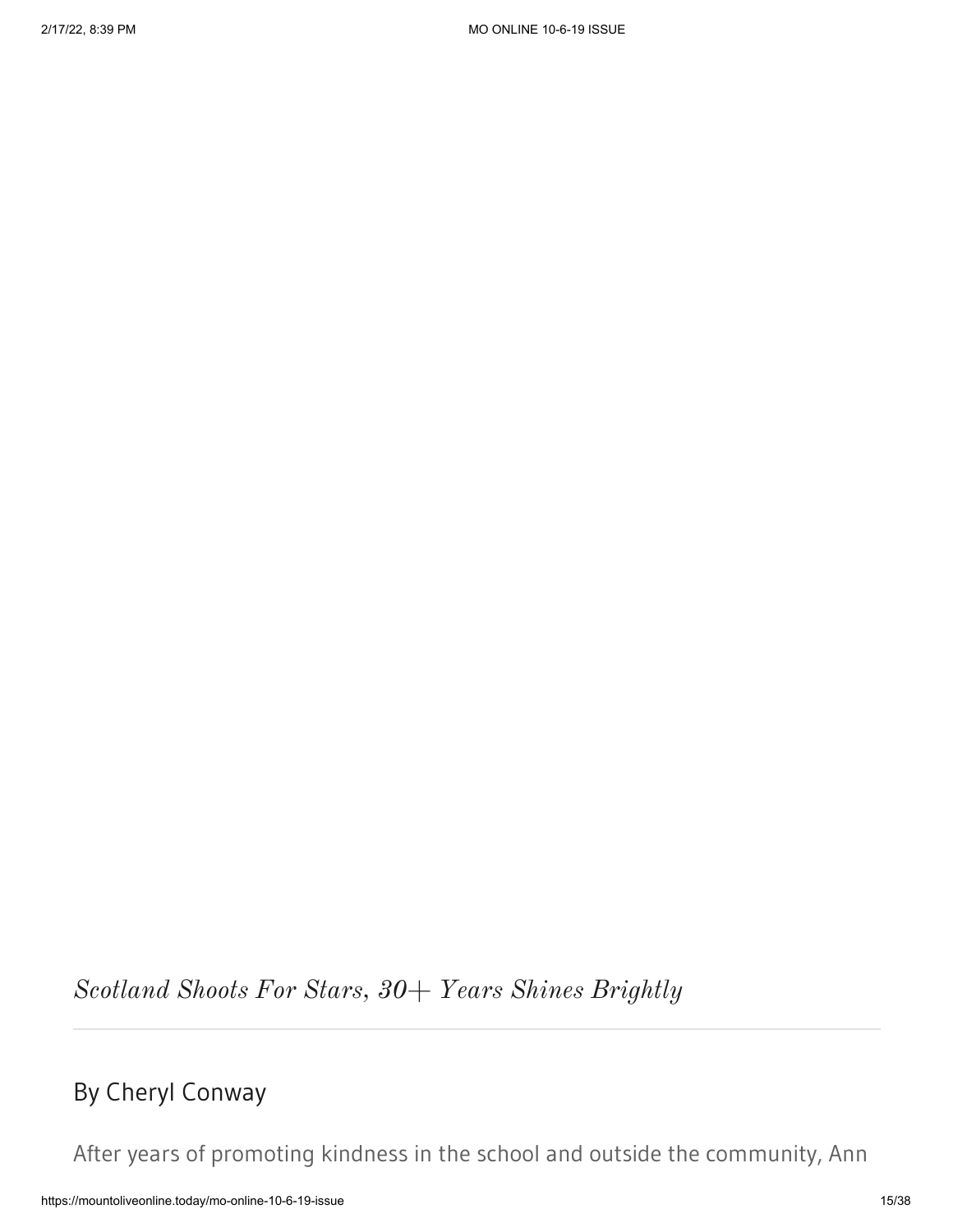*Scotland Shoots For Stars, 30+ Years Shines Brightly*

---

## By Cheryl Conway

After years of promoting kindness in the school and outside the community, Ann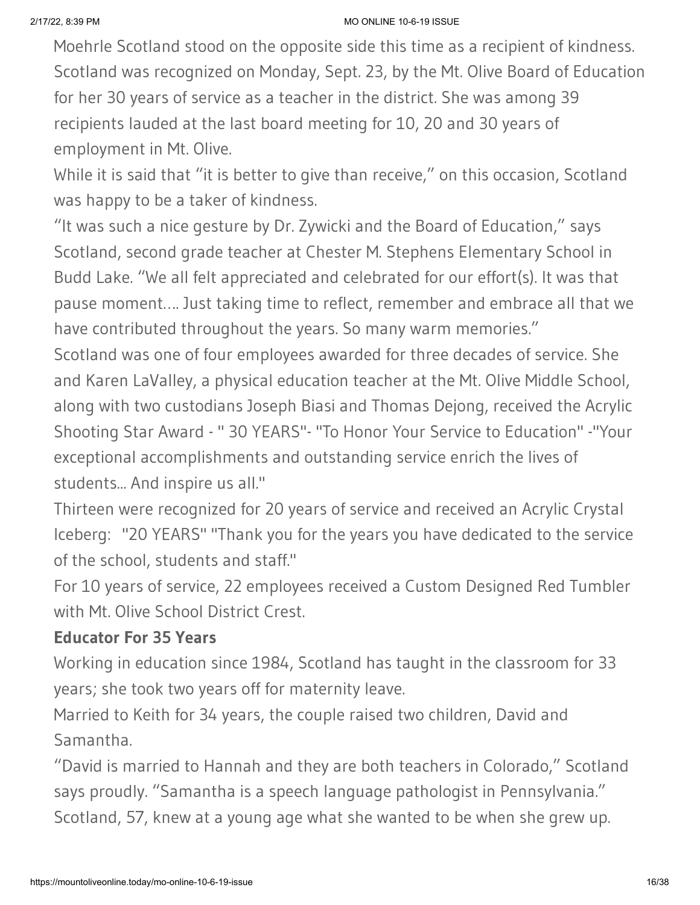Moehrle Scotland stood on the opposite side this time as a recipient of kindness. Scotland was recognized on Monday, Sept. 23, by the Mt. Olive Board of Education for her 30 years of service as a teacher in the district. She was among 39 recipients lauded at the last board meeting for 10, 20 and 30 years of employment in Mt. Olive.

While it is said that "it is better to give than receive," on this occasion, Scotland was happy to be a taker of kindness.

"It was such a nice gesture by Dr. Zywicki and the Board of Education," says Scotland, second grade teacher at Chester M. Stephens Elementary School in Budd Lake. "We all felt appreciated and celebrated for our effort(s). It was that pause moment…. Just taking time to reflect, remember and embrace all that we have contributed throughout the years. So many warm memories."

Scotland was one of four employees awarded for three decades of service. She and Karen LaValley, a physical education teacher at the Mt. Olive Middle School, along with two custodians Joseph Biasi and Thomas Dejong, received the Acrylic Shooting Star Award - " 30 YEARS"- "To Honor Your Service to Education" -"Your exceptional accomplishments and outstanding service enrich the lives of students... And inspire us all."

Thirteen were recognized for 20 years of service and received an Acrylic Crystal Iceberg: "20 YEARS" "Thank you for the years you have dedicated to the service of the school, students and staff."

For 10 years of service, 22 employees received a Custom Designed Red Tumbler with Mt. Olive School District Crest.

**Educator For 35 Years**

Working in education since 1984, Scotland has taught in the classroom for 33 years; she took two years off for maternity leave.

Married to Keith for 34 years, the couple raised two children, David and Samantha.

"David is married to Hannah and they are both teachers in Colorado," Scotland says proudly. "Samantha is a speech language pathologist in Pennsylvania."

Scotland, 57, knew at a young age what she wanted to be when she grew up.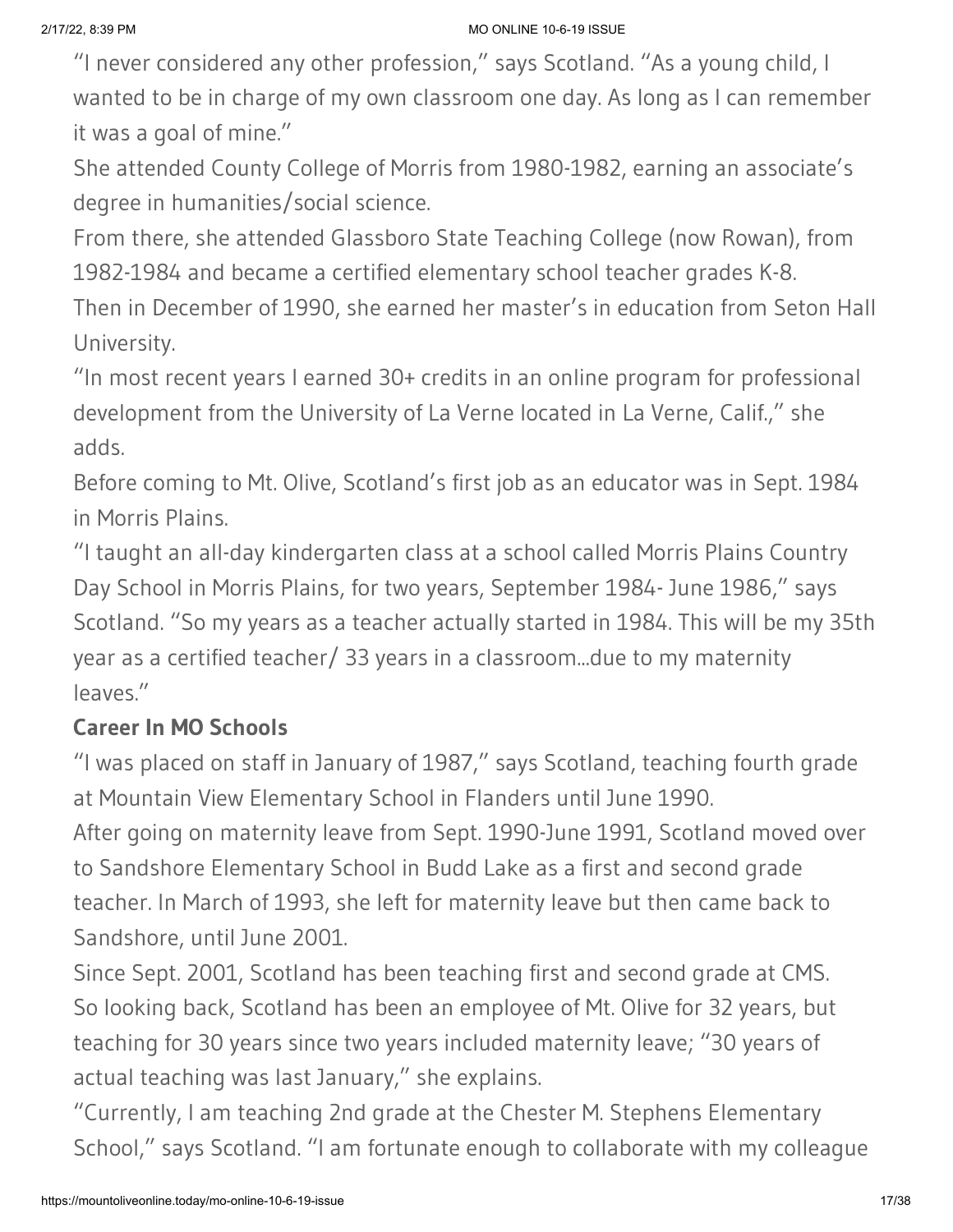"I never considered any other profession," says Scotland. "As a young child, I wanted to be in charge of my own classroom one day. As long as I can remember it was a goal of mine."

She attended County College of Morris from 1980-1982, earning an associate's degree in humanities/social science.

From there, she attended Glassboro State Teaching College (now Rowan), from 1982-1984 and became a certified elementary school teacher grades K-8.

Then in December of 1990, she earned her master's in education from Seton Hall University.

"In most recent years I earned 30+ credits in an online program for professional development from the University of La Verne located in La Verne, Calif.," she adds.

Before coming to Mt. Olive, Scotland's first job as an educator was in Sept. 1984 in Morris Plains.

"I taught an all-day kindergarten class at a school called Morris Plains Country Day School in Morris Plains, for two years, September 1984- June 1986," says Scotland. "So my years as a teacher actually started in 1984. This will be my 35th year as a certified teacher/ 33 years in a classroom...due to my maternity leaves."

**Career In MO Schools**

"I was placed on staff in January of 1987," says Scotland, teaching fourth grade at Mountain View Elementary School in Flanders until June 1990.

After going on maternity leave from Sept. 1990-June 1991, Scotland moved over to Sandshore Elementary School in Budd Lake as a first and second grade teacher. In March of 1993, she left for maternity leave but then came back to Sandshore, until June 2001.

Since Sept. 2001, Scotland has been teaching first and second grade at CMS.

So looking back, Scotland has been an employee of Mt. Olive for 32 years, but teaching for 30 years since two years included maternity leave; "30 years of actual teaching was last January," she explains.

"Currently, I am teaching 2nd grade at the Chester M. Stephens Elementary School," says Scotland. "I am fortunate enough to collaborate with my colleague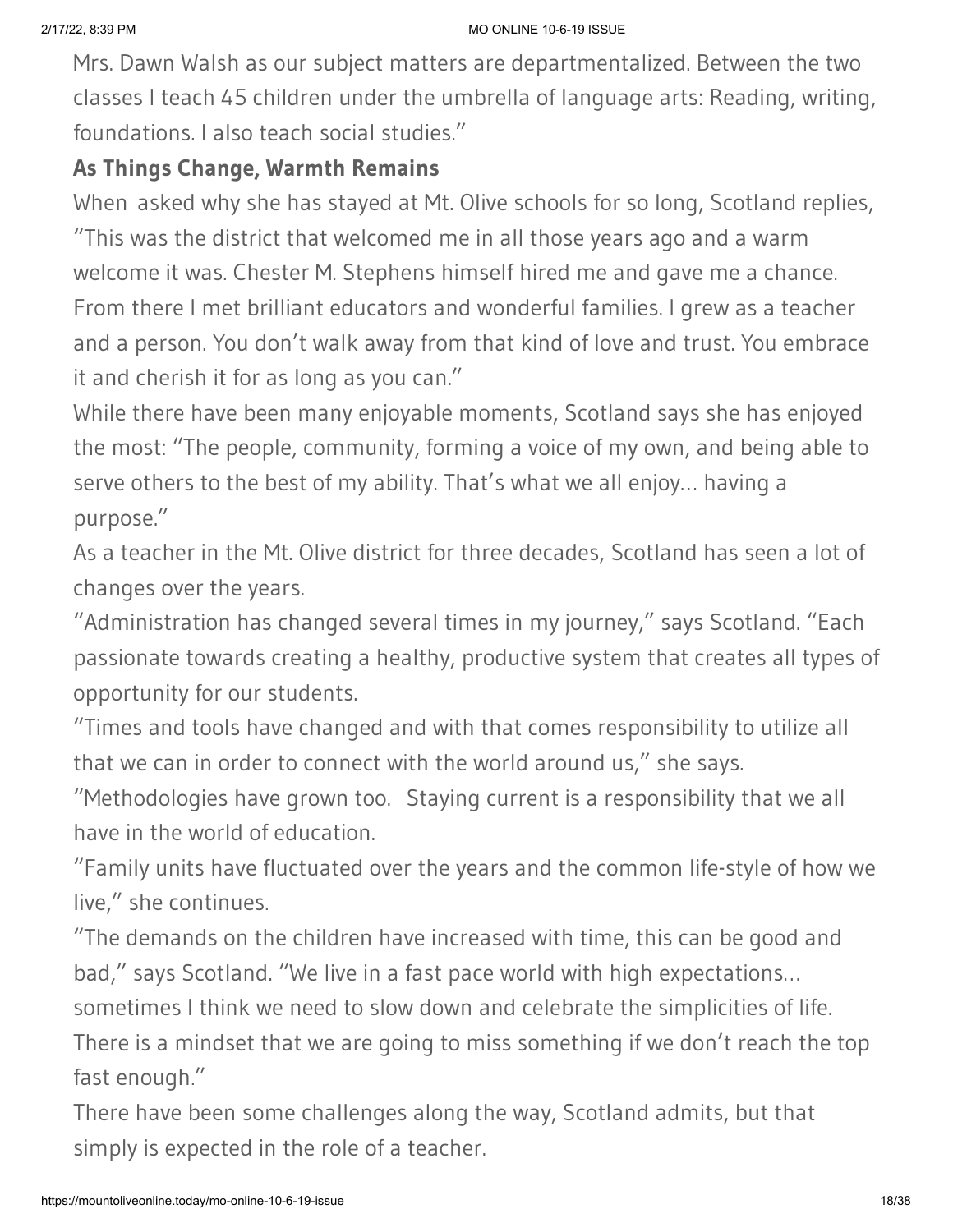Mrs. Dawn Walsh as our subject matters are departmentalized. Between the two classes I teach 45 children under the umbrella of language arts: Reading, writing, foundations. I also teach social studies."

**As Things Change, Warmth Remains**

When asked why she has stayed at Mt. Olive schools for so long, Scotland replies, "This was the district that welcomed me in all those years ago and a warm welcome it was. Chester M. Stephens himself hired me and gave me a chance. From there I met brilliant educators and wonderful families. I grew as a teacher and a person. You don't walk away from that kind of love and trust. You embrace it and cherish it for as long as you can."

While there have been many enjoyable moments, Scotland says she has enjoyed the most: "The people, community, forming a voice of my own, and being able to serve others to the best of my ability. That's what we all enjoy… having a purpose."

As a teacher in the Mt. Olive district for three decades, Scotland has seen a lot of changes over the years.

"Administration has changed several times in my journey," says Scotland. "Each passionate towards creating a healthy, productive system that creates all types of opportunity for our students.

"Times and tools have changed and with that comes responsibility to utilize all that we can in order to connect with the world around us," she says.

"Methodologies have grown too. Staying current is a responsibility that we all have in the world of education.

"Family units have fluctuated over the years and the common life-style of how we live," she continues.

"The demands on the children have increased with time, this can be good and bad," says Scotland. "We live in a fast pace world with high expectations… sometimes I think we need to slow down and celebrate the simplicities of life. There is a mindset that we are going to miss something if we don't reach the top fast enough."

There have been some challenges along the way, Scotland admits, but that simply is expected in the role of a teacher.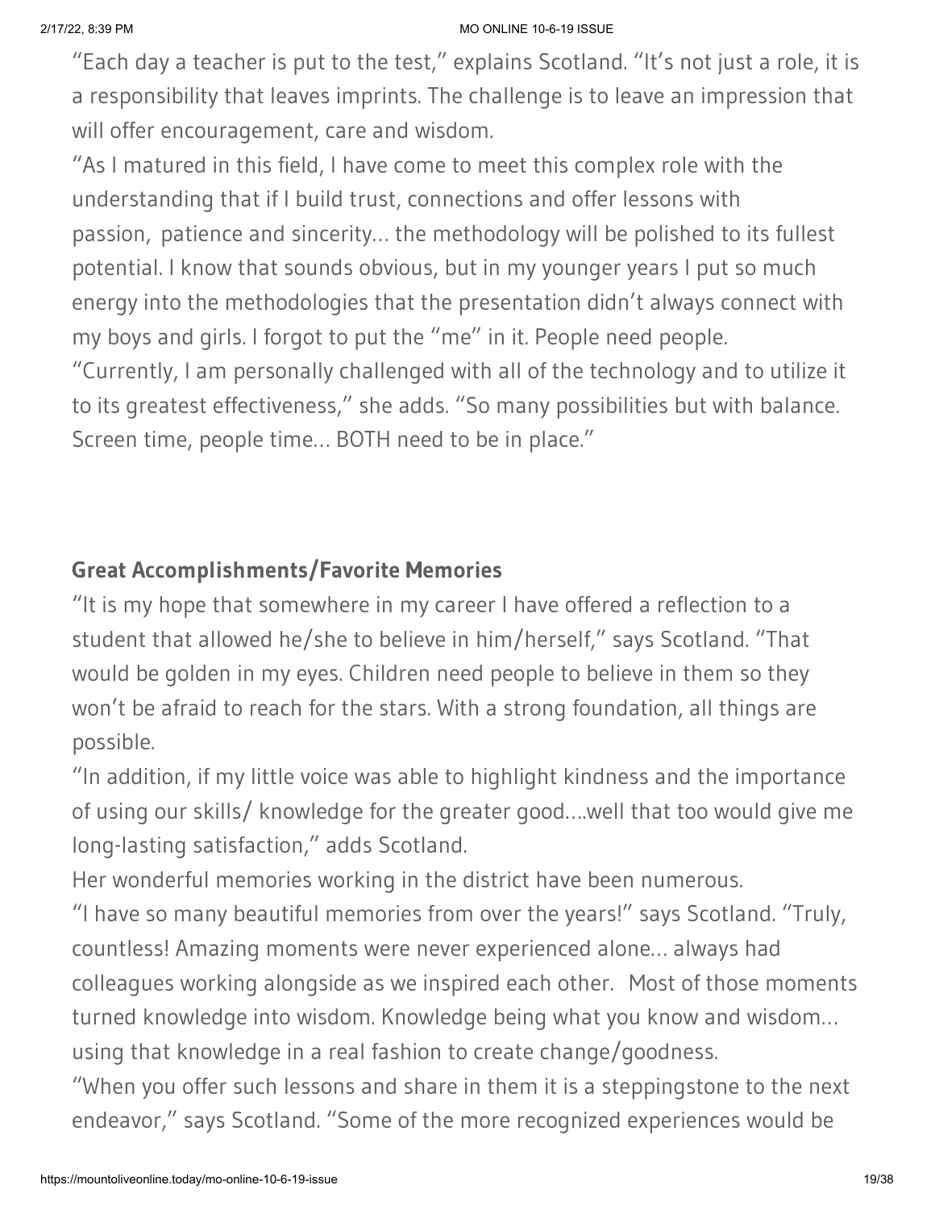"Each day a teacher is put to the test," explains Scotland. "It's not just a role, it is a responsibility that leaves imprints. The challenge is to leave an impression that will offer encouragement, care and wisdom.

"As I matured in this field, I have come to meet this complex role with the understanding that if I build trust, connections and offer lessons with passion,  patience and sincerity… the methodology will be polished to its fullest potential. I know that sounds obvious, but in my younger years I put so much energy into the methodologies that the presentation didn't always connect with my boys and girls. I forgot to put the "me" in it. People need people.

"Currently, I am personally challenged with all of the technology and to utilize it to its greatest effectiveness," she adds. "So many possibilities but with balance. Screen time, people time… BOTH need to be in place."

### Great Accomplishments/Favorite Memories

"It is my hope that somewhere in my career I have offered a reflection to a student that allowed he/she to believe in him/herself," says Scotland. "That would be golden in my eyes. Children need people to believe in them so they won't be afraid to reach for the stars. With a strong foundation, all things are possible.

"In addition, if my little voice was able to highlight kindness and the importance of using our skills/ knowledge for the greater good….well that too would give me long-lasting satisfaction," adds Scotland.

Her wonderful memories working in the district have been numerous.

"I have so many beautiful memories from over the years!" says Scotland. "Truly, countless! Amazing moments were never experienced alone… always had colleagues working alongside as we inspired each other.  Most of those moments turned knowledge into wisdom. Knowledge being what you know and wisdom… using that knowledge in a real fashion to create change/goodness.

"When you offer such lessons and share in them it is a steppingstone to the next endeavor," says Scotland. "Some of the more recognized experiences would be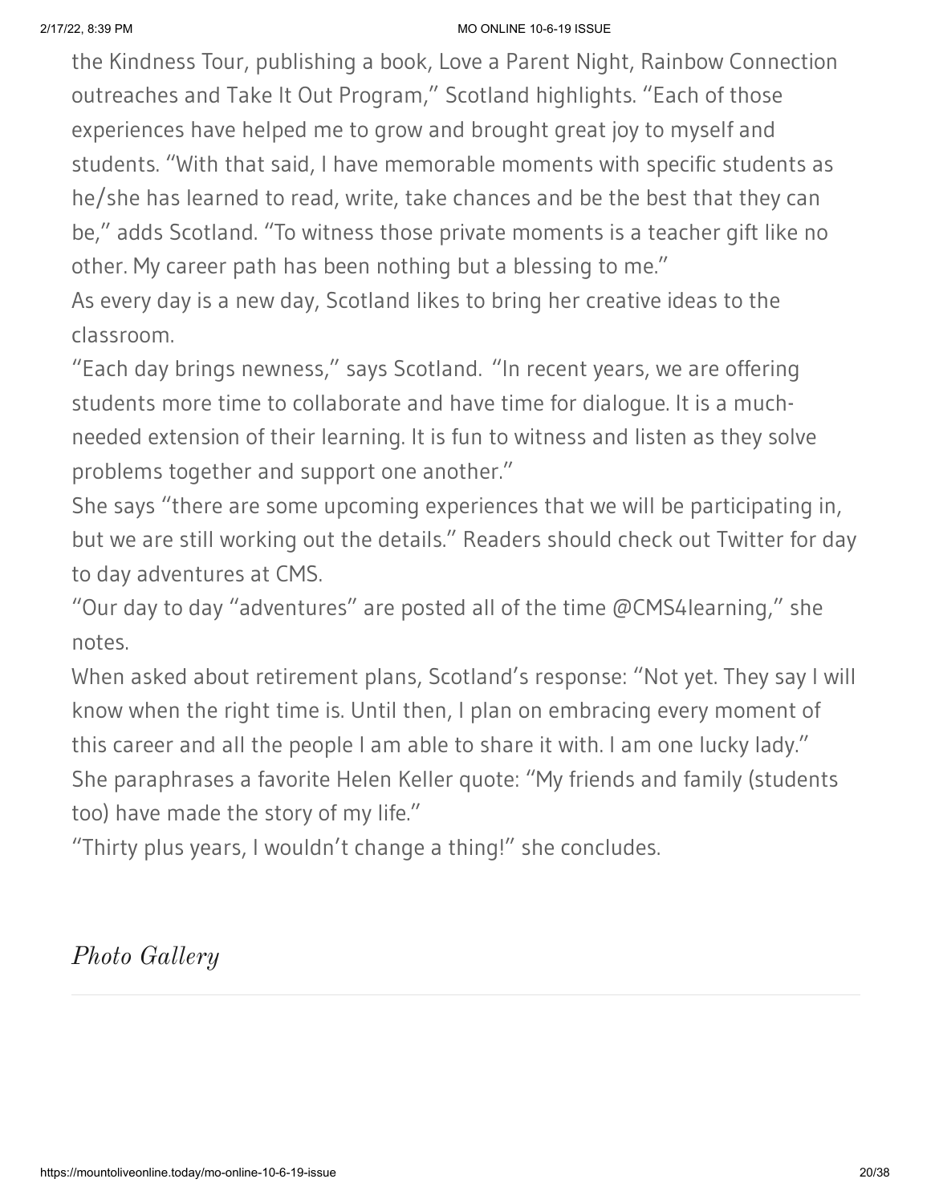the Kindness Tour, publishing a book, Love a Parent Night, Rainbow Connection outreaches and Take It Out Program," Scotland highlights. "Each of those experiences have helped me to grow and brought great joy to myself and students. "With that said, I have memorable moments with specific students as he/she has learned to read, write, take chances and be the best that they can be," adds Scotland. "To witness those private moments is a teacher gift like no other. My career path has been nothing but a blessing to me."

As every day is a new day, Scotland likes to bring her creative ideas to the classroom.

"Each day brings newness," says Scotland. "In recent years, we are offering students more time to collaborate and have time for dialogue. It is a much-needed extension of their learning. It is fun to witness and listen as they solve problems together and support one another."

She says "there are some upcoming experiences that we will be participating in, but we are still working out the details." Readers should check out Twitter for day to day adventures at CMS.

"Our day to day "adventures" are posted all of the time @CMS4learning," she notes.

When asked about retirement plans, Scotland's response: "Not yet. They say I will know when the right time is. Until then, I plan on embracing every moment of this career and all the people I am able to share it with. I am one lucky lady."

She paraphrases a favorite Helen Keller quote: "My friends and family (students too) have made the story of my life."

"Thirty plus years, I wouldn't change a thing!" she concludes.

*Photo Gallery*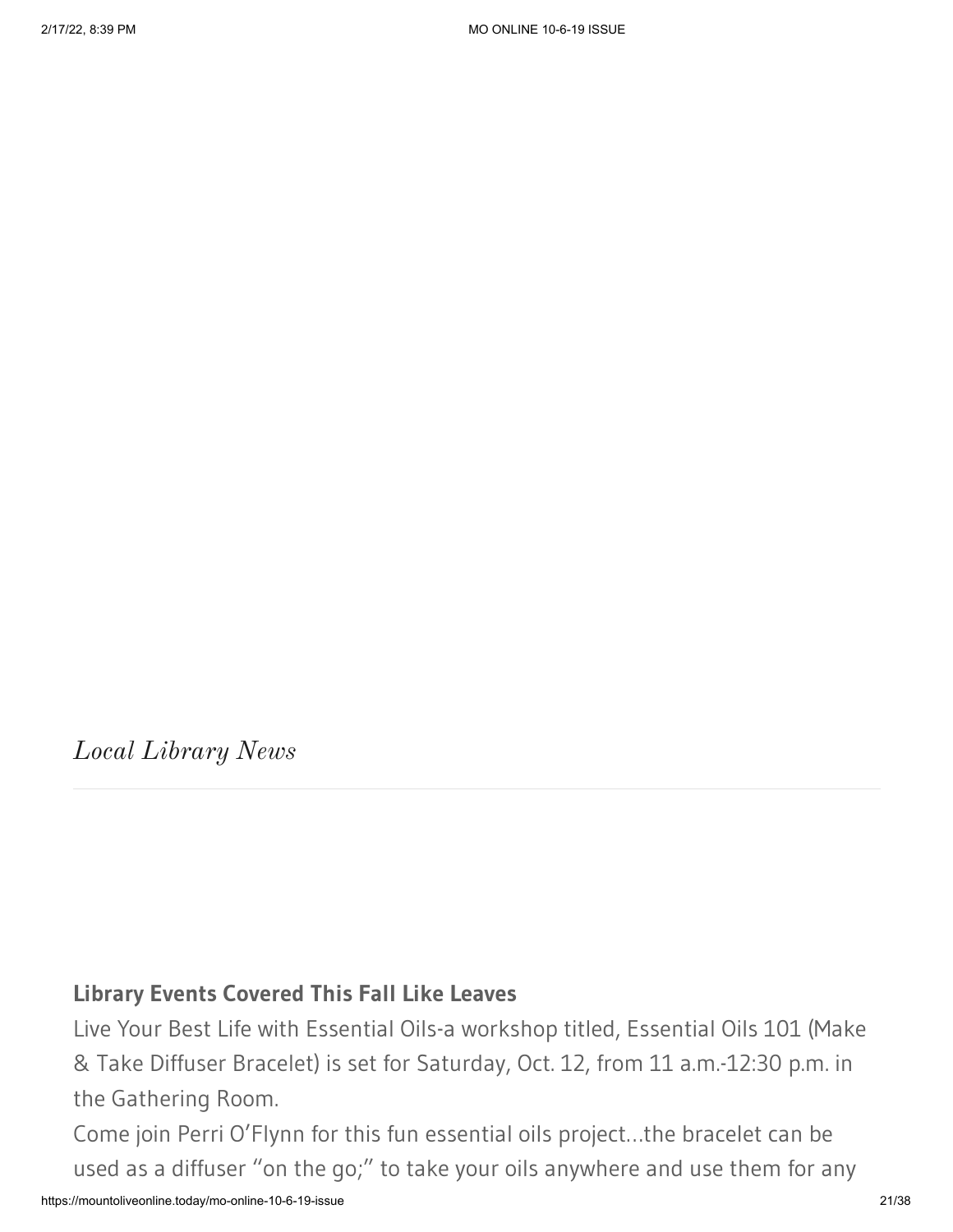*Local Library News*

---

**Library Events Covered This Fall Like Leaves**

Live Your Best Life with Essential Oils-a workshop titled, Essential Oils 101 (Make & Take Diffuser Bracelet) is set for Saturday, Oct. 12, from 11 a.m.-12:30 p.m. in the Gathering Room.

Come join Perri O'Flynn for this fun essential oils project…the bracelet can be used as a diffuser "on the go;" to take your oils anywhere and use them for any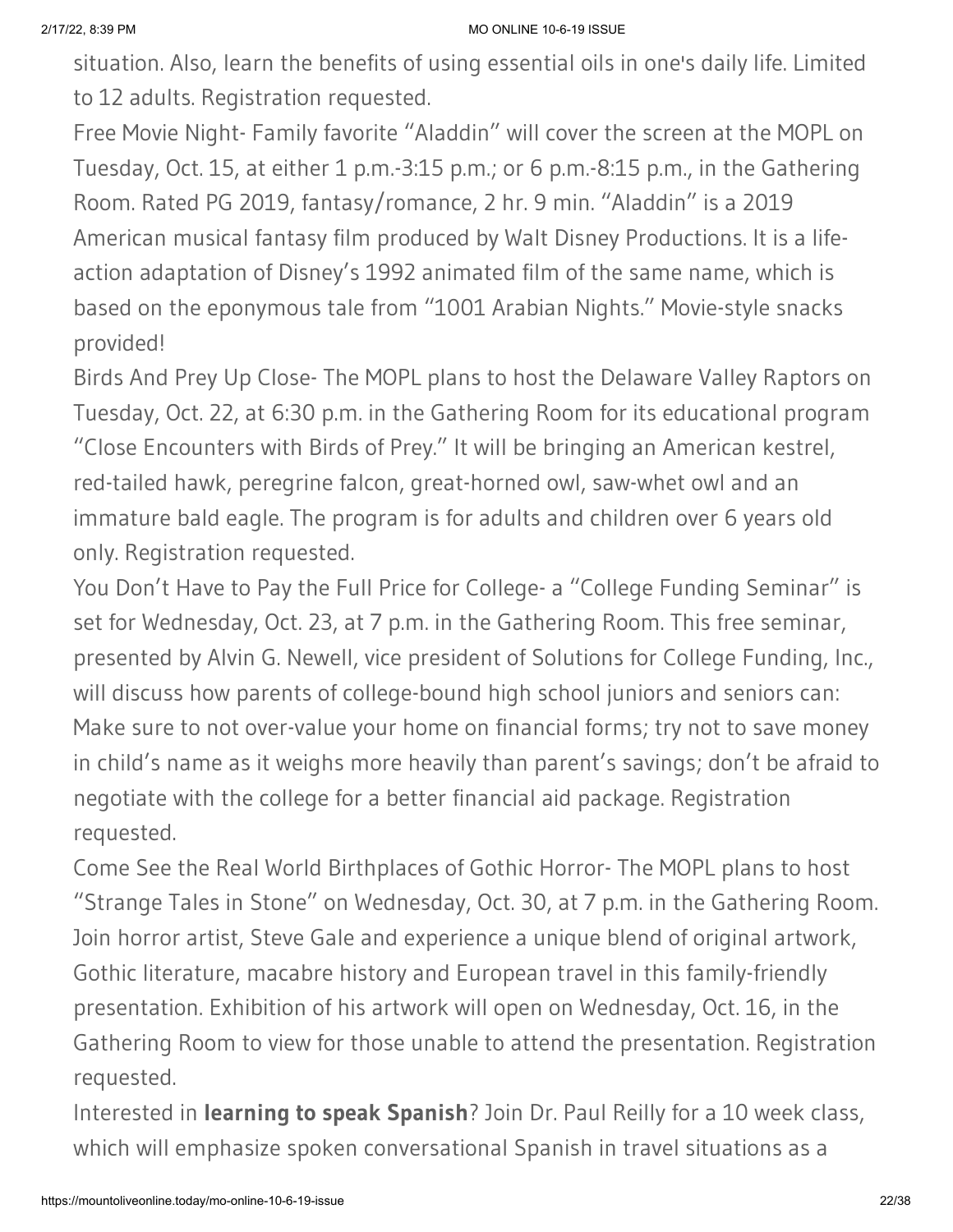situation. Also, learn the benefits of using essential oils in one's daily life. Limited to 12 adults. Registration requested.

Free Movie Night- Family favorite “Aladdin” will cover the screen at the MOPL on Tuesday, Oct. 15, at either 1 p.m.-3:15 p.m.; or 6 p.m.-8:15 p.m., in the Gathering Room. Rated PG 2019, fantasy/romance, 2 hr. 9 min. “Aladdin” is a 2019 American musical fantasy film produced by Walt Disney Productions. It is a life-action adaptation of Disney’s 1992 animated film of the same name, which is based on the eponymous tale from “1001 Arabian Nights.” Movie-style snacks provided!

Birds And Prey Up Close- The MOPL plans to host the Delaware Valley Raptors on Tuesday, Oct. 22, at 6:30 p.m. in the Gathering Room for its educational program “Close Encounters with Birds of Prey.” It will be bringing an American kestrel, red-tailed hawk, peregrine falcon, great-horned owl, saw-whet owl and an immature bald eagle. The program is for adults and children over 6 years old only. Registration requested.

You Don’t Have to Pay the Full Price for College- a “College Funding Seminar” is set for Wednesday, Oct. 23, at 7 p.m. in the Gathering Room. This free seminar, presented by Alvin G. Newell, vice president of Solutions for College Funding, Inc., will discuss how parents of college-bound high school juniors and seniors can: Make sure to not over-value your home on financial forms; try not to save money in child’s name as it weighs more heavily than parent’s savings; don’t be afraid to negotiate with the college for a better financial aid package. Registration requested.

Come See the Real World Birthplaces of Gothic Horror- The MOPL plans to host “Strange Tales in Stone” on Wednesday, Oct. 30, at 7 p.m. in the Gathering Room. Join horror artist, Steve Gale and experience a unique blend of original artwork, Gothic literature, macabre history and European travel in this family-friendly presentation. Exhibition of his artwork will open on Wednesday, Oct. 16, in the Gathering Room to view for those unable to attend the presentation. Registration requested.

Interested in **learning to speak Spanish**? Join Dr. Paul Reilly for a 10 week class, which will emphasize spoken conversational Spanish in travel situations as a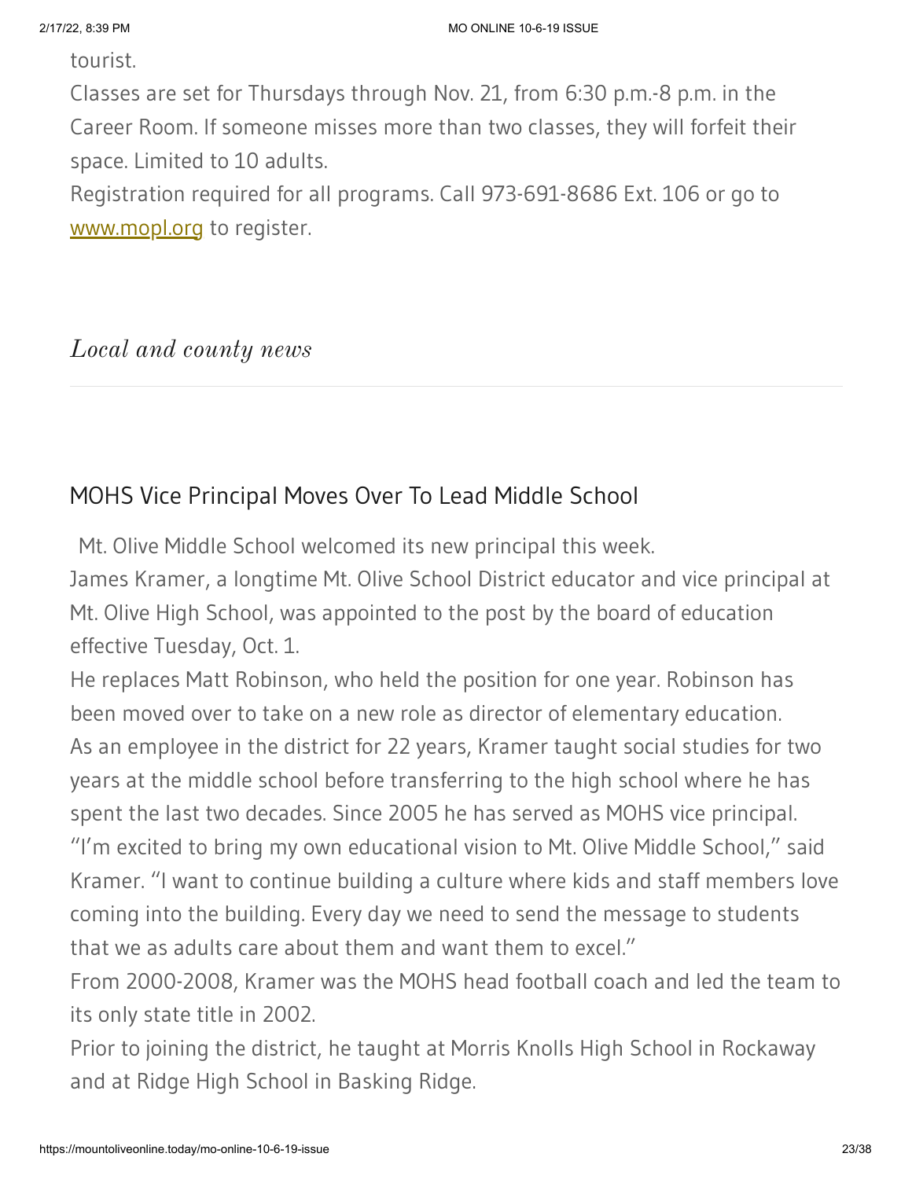tourist.

Classes are set for Thursdays through Nov. 21, from 6:30 p.m.-8 p.m. in the Career Room. If someone misses more than two classes, they will forfeit their space. Limited to 10 adults.

Registration required for all programs. Call 973-691-8686 Ext. 106 or go to www.mopl.org to register.

## *Local and county news*

---

### MOHS Vice Principal Moves Over To Lead Middle School

Mt. Olive Middle School welcomed its new principal this week.

James Kramer, a longtime Mt. Olive School District educator and vice principal at Mt. Olive High School, was appointed to the post by the board of education effective Tuesday, Oct. 1.

He replaces Matt Robinson, who held the position for one year. Robinson has been moved over to take on a new role as director of elementary education.

As an employee in the district for 22 years, Kramer taught social studies for two years at the middle school before transferring to the high school where he has spent the last two decades. Since 2005 he has served as MOHS vice principal.

"I'm excited to bring my own educational vision to Mt. Olive Middle School," said Kramer. "I want to continue building a culture where kids and staff members love coming into the building. Every day we need to send the message to students that we as adults care about them and want them to excel."

From 2000-2008, Kramer was the MOHS head football coach and led the team to its only state title in 2002.

Prior to joining the district, he taught at Morris Knolls High School in Rockaway and at Ridge High School in Basking Ridge.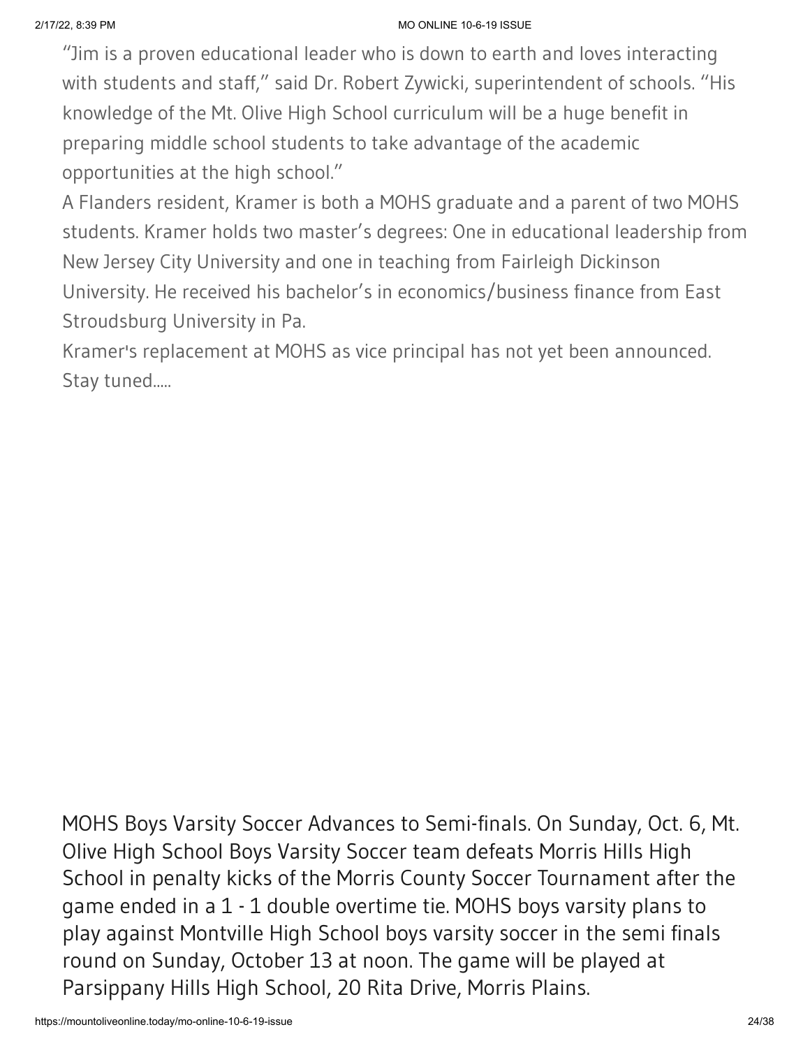"Jim is a proven educational leader who is down to earth and loves interacting with students and staff," said Dr. Robert Zywicki, superintendent of schools. "His knowledge of the Mt. Olive High School curriculum will be a huge benefit in preparing middle school students to take advantage of the academic opportunities at the high school."

A Flanders resident, Kramer is both a MOHS graduate and a parent of two MOHS students. Kramer holds two master's degrees: One in educational leadership from New Jersey City University and one in teaching from Fairleigh Dickinson University. He received his bachelor's in economics/business finance from East Stroudsburg University in Pa.

Kramer's replacement at MOHS as vice principal has not yet been announced. Stay tuned.....

MOHS Boys Varsity Soccer Advances to Semi-finals. On Sunday, Oct. 6, Mt. Olive High School Boys Varsity Soccer team defeats Morris Hills High School in penalty kicks of the Morris County Soccer Tournament after the game ended in a 1 - 1 double overtime tie. MOHS boys varsity plans to play against Montville High School boys varsity soccer in the semi finals round on Sunday, October 13 at noon. The game will be played at Parsippany Hills High School, 20 Rita Drive, Morris Plains.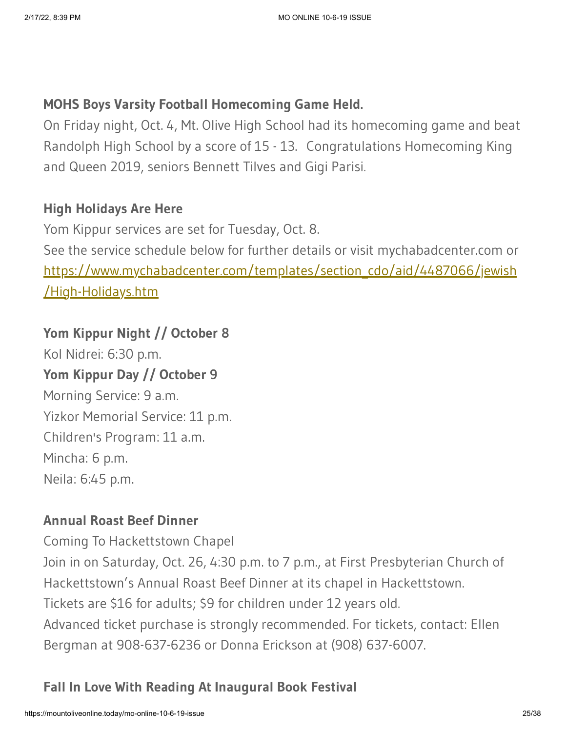**MOHS Boys Varsity Football Homecoming Game Held.**

On Friday night, Oct. 4, Mt. Olive High School had its homecoming game and beat Randolph High School by a score of 15 - 13.  Congratulations Homecoming King and Queen 2019, seniors Bennett Tilves and Gigi Parisi.

**High Holidays Are Here**

Yom Kippur services are set for Tuesday, Oct. 8.
See the service schedule below for further details or visit mychabadcenter.com or [https://www.mychabadcenter.com/templates/section_cdo/aid/4487066/jewish/High-Holidays.htm](https://www.mychabadcenter.com/templates/section_cdo/aid/4487066/jewish/High-Holidays.htm)

**Yom Kippur Night // October 8**
Kol Nidrei: 6:30 p.m.
**Yom Kippur Day // October 9**
Morning Service: 9 a.m.
Yizkor Memorial Service: 11 p.m.
Children's Program: 11 a.m.
Mincha: 6 p.m.
Neila: 6:45 p.m.

**Annual Roast Beef Dinner**

Coming To Hackettstown Chapel
Join in on Saturday, Oct. 26, 4:30 p.m. to 7 p.m., at First Presbyterian Church of Hackettstown's Annual Roast Beef Dinner at its chapel in Hackettstown.
Tickets are $16 for adults; $9 for children under 12 years old.
Advanced ticket purchase is strongly recommended. For tickets, contact: Ellen Bergman at 908-637-6236 or Donna Erickson at (908) 637-6007.

**Fall In Love With Reading At Inaugural Book Festival**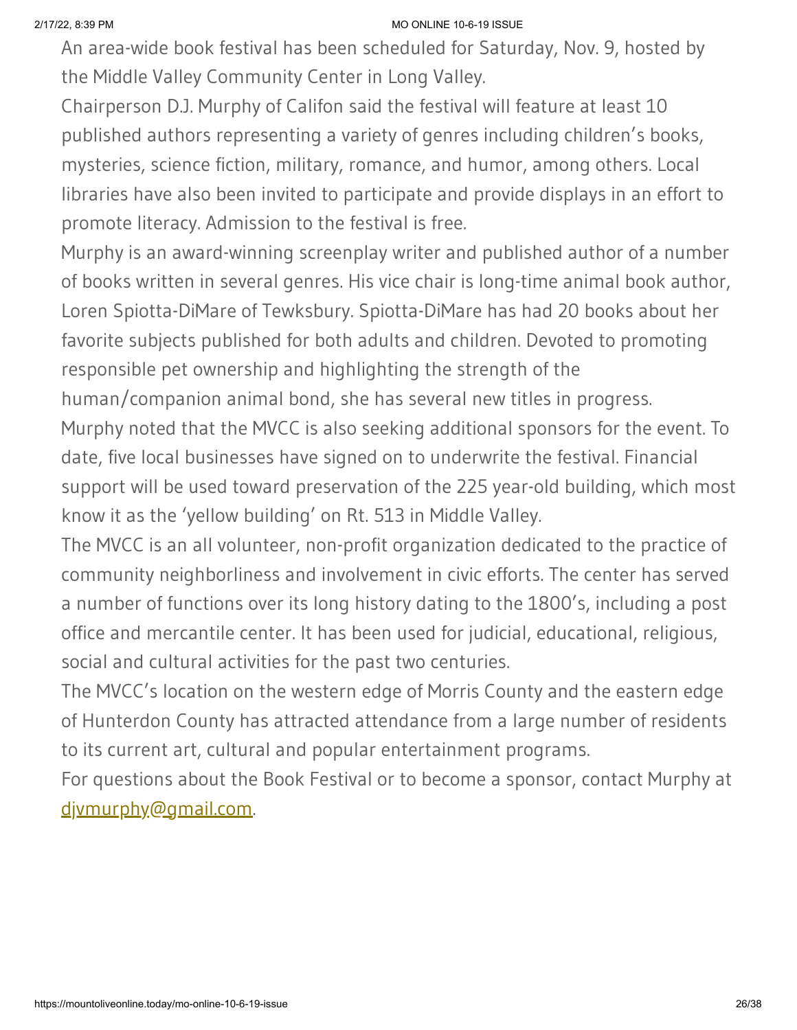An area-wide book festival has been scheduled for Saturday, Nov. 9, hosted by the Middle Valley Community Center in Long Valley.

Chairperson D.J. Murphy of Califon said the festival will feature at least 10 published authors representing a variety of genres including children's books, mysteries, science fiction, military, romance, and humor, among others. Local libraries have also been invited to participate and provide displays in an effort to promote literacy. Admission to the festival is free.

Murphy is an award-winning screenplay writer and published author of a number of books written in several genres. His vice chair is long-time animal book author, Loren Spiotta-DiMare of Tewksbury. Spiotta-DiMare has had 20 books about her favorite subjects published for both adults and children. Devoted to promoting responsible pet ownership and highlighting the strength of the human/companion animal bond, she has several new titles in progress.

Murphy noted that the MVCC is also seeking additional sponsors for the event. To date, five local businesses have signed on to underwrite the festival. Financial support will be used toward preservation of the 225 year-old building, which most know it as the 'yellow building' on Rt. 513 in Middle Valley.

The MVCC is an all volunteer, non-profit organization dedicated to the practice of community neighborliness and involvement in civic efforts. The center has served a number of functions over its long history dating to the 1800's, including a post office and mercantile center. It has been used for judicial, educational, religious, social and cultural activities for the past two centuries.

The MVCC's location on the western edge of Morris County and the eastern edge of Hunterdon County has attracted attendance from a large number of residents to its current art, cultural and popular entertainment programs.

For questions about the Book Festival or to become a sponsor, contact Murphy at djvmurphy@gmail.com.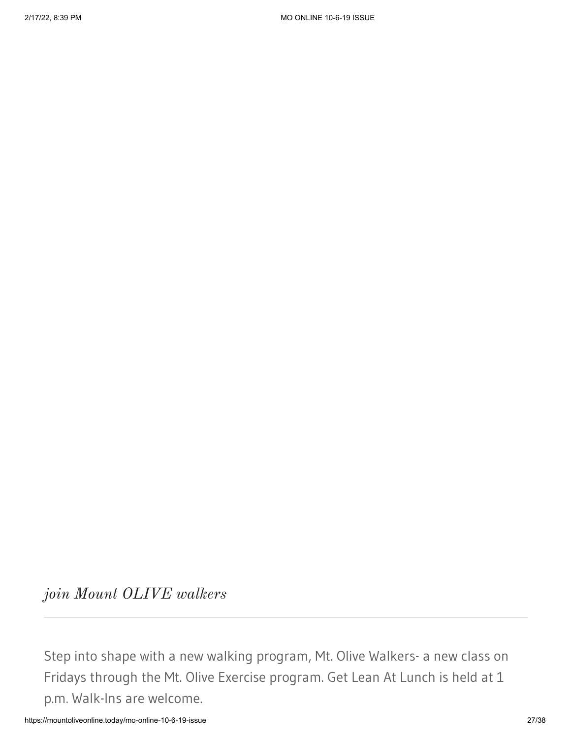## *join Mount OLIVE walkers*

---

Step into shape with a new walking program, Mt. Olive Walkers- a new class on Fridays through the Mt. Olive Exercise program. Get Lean At Lunch is held at 1 p.m. Walk-Ins are welcome.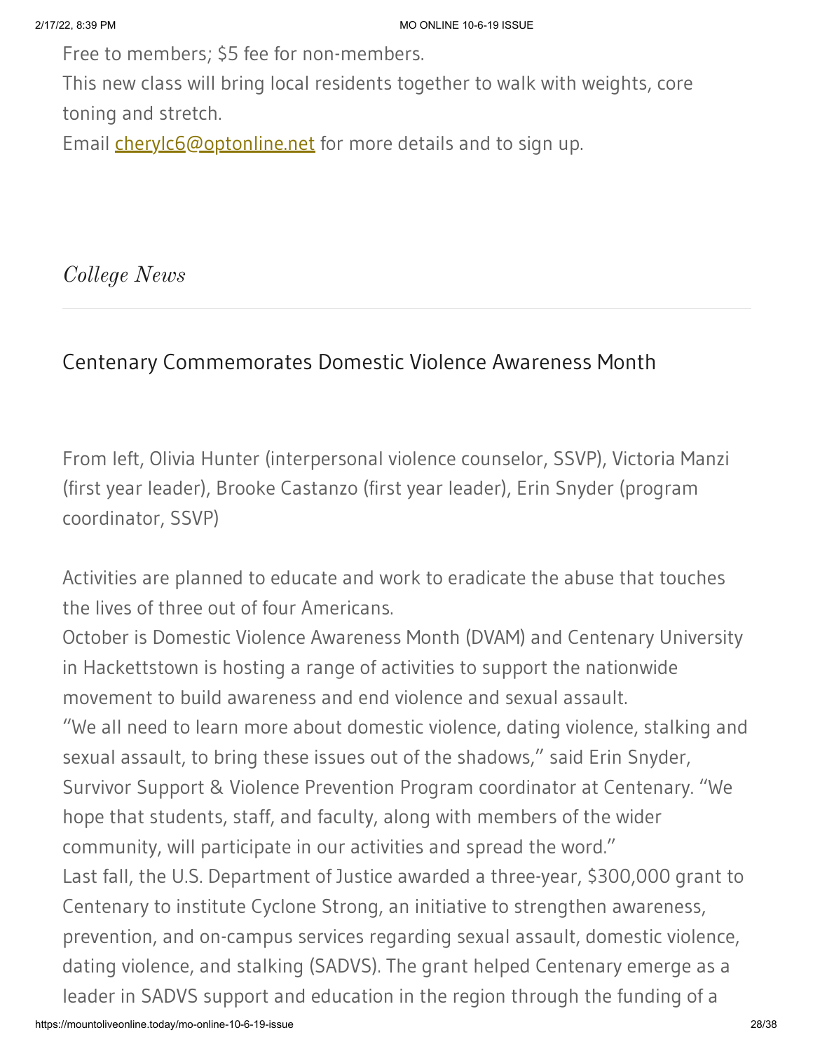Free to members; $5 fee for non-members.
This new class will bring local residents together to walk with weights, core toning and stretch.
Email [cherylc6@optonline.net](mailto:cherylc6@optonline.net) for more details and to sign up.

*College News*

## Centenary Commemorates Domestic Violence Awareness Month

From left, Olivia Hunter (interpersonal violence counselor, SSVP), Victoria Manzi (first year leader), Brooke Castanzo (first year leader), Erin Snyder (program coordinator, SSVP)

Activities are planned to educate and work to eradicate the abuse that touches the lives of three out of four Americans.
October is Domestic Violence Awareness Month (DVAM) and Centenary University in Hackettstown is hosting a range of activities to support the nationwide movement to build awareness and end violence and sexual assault.
"We all need to learn more about domestic violence, dating violence, stalking and sexual assault, to bring these issues out of the shadows," said Erin Snyder, Survivor Support & Violence Prevention Program coordinator at Centenary. "We hope that students, staff, and faculty, along with members of the wider community, will participate in our activities and spread the word."
Last fall, the U.S. Department of Justice awarded a three-year, $300,000 grant to Centenary to institute Cyclone Strong, an initiative to strengthen awareness, prevention, and on-campus services regarding sexual assault, domestic violence, dating violence, and stalking (SADVS). The grant helped Centenary emerge as a leader in SADVS support and education in the region through the funding of a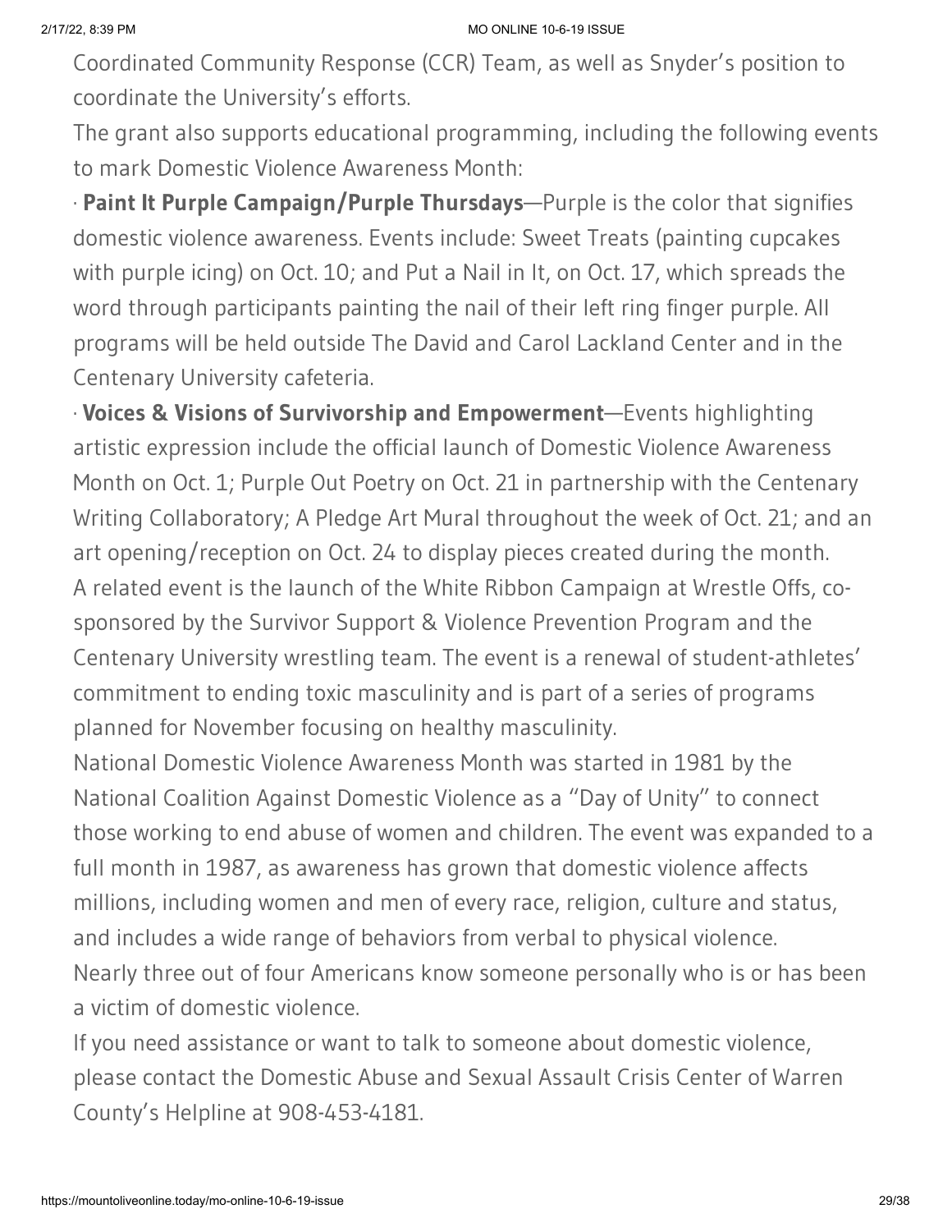Coordinated Community Response (CCR) Team, as well as Snyder's position to coordinate the University's efforts.

The grant also supports educational programming, including the following events to mark Domestic Violence Awareness Month:

· **Paint It Purple Campaign/Purple Thursdays**—Purple is the color that signifies domestic violence awareness. Events include: Sweet Treats (painting cupcakes with purple icing) on Oct. 10; and Put a Nail in It, on Oct. 17, which spreads the word through participants painting the nail of their left ring finger purple. All programs will be held outside The David and Carol Lackland Center and in the Centenary University cafeteria.

· **Voices & Visions of Survivorship and Empowerment**—Events highlighting artistic expression include the official launch of Domestic Violence Awareness Month on Oct. 1; Purple Out Poetry on Oct. 21 in partnership with the Centenary Writing Collaboratory; A Pledge Art Mural throughout the week of Oct. 21; and an art opening/reception on Oct. 24 to display pieces created during the month.

A related event is the launch of the White Ribbon Campaign at Wrestle Offs, co-sponsored by the Survivor Support & Violence Prevention Program and the Centenary University wrestling team. The event is a renewal of student-athletes' commitment to ending toxic masculinity and is part of a series of programs planned for November focusing on healthy masculinity.

National Domestic Violence Awareness Month was started in 1981 by the National Coalition Against Domestic Violence as a "Day of Unity" to connect those working to end abuse of women and children. The event was expanded to a full month in 1987, as awareness has grown that domestic violence affects millions, including women and men of every race, religion, culture and status, and includes a wide range of behaviors from verbal to physical violence.

Nearly three out of four Americans know someone personally who is or has been a victim of domestic violence.

If you need assistance or want to talk to someone about domestic violence, please contact the Domestic Abuse and Sexual Assault Crisis Center of Warren County's Helpline at 908-453-4181.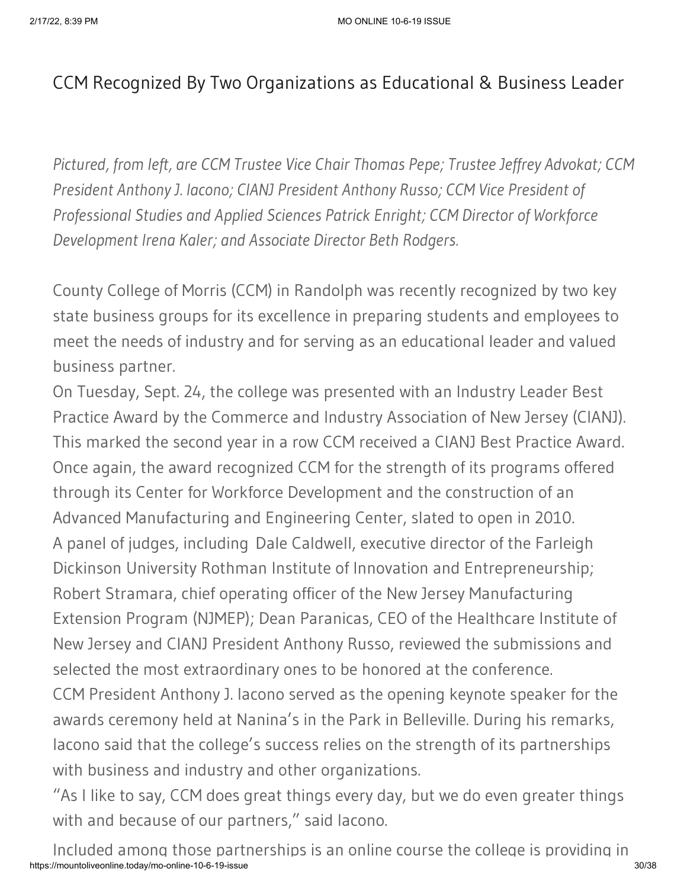## CCM Recognized By Two Organizations as Educational & Business Leader

*Pictured, from left, are CCM Trustee Vice Chair Thomas Pepe; Trustee Jeffrey Advokat; CCM President Anthony J. Iacono; CIANJ President Anthony Russo; CCM Vice President of Professional Studies and Applied Sciences Patrick Enright; CCM Director of Workforce Development Irena Kaler; and Associate Director Beth Rodgers.*

County College of Morris (CCM) in Randolph was recently recognized by two key state business groups for its excellence in preparing students and employees to meet the needs of industry and for serving as an educational leader and valued business partner.

On Tuesday, Sept. 24, the college was presented with an Industry Leader Best Practice Award by the Commerce and Industry Association of New Jersey (CIANJ). This marked the second year in a row CCM received a CIANJ Best Practice Award. Once again, the award recognized CCM for the strength of its programs offered through its Center for Workforce Development and the construction of an Advanced Manufacturing and Engineering Center, slated to open in 2010.

A panel of judges, including Dale Caldwell, executive director of the Farleigh Dickinson University Rothman Institute of Innovation and Entrepreneurship; Robert Stramara, chief operating officer of the New Jersey Manufacturing Extension Program (NJMEP); Dean Paranicas, CEO of the Healthcare Institute of New Jersey and CIANJ President Anthony Russo, reviewed the submissions and selected the most extraordinary ones to be honored at the conference.

CCM President Anthony J. Iacono served as the opening keynote speaker for the awards ceremony held at Nanina's in the Park in Belleville. During his remarks, Iacono said that the college's success relies on the strength of its partnerships with business and industry and other organizations.

"As I like to say, CCM does great things every day, but we do even greater things with and because of our partners," said Iacono.

Included among those partnerships is an online course the college is providing in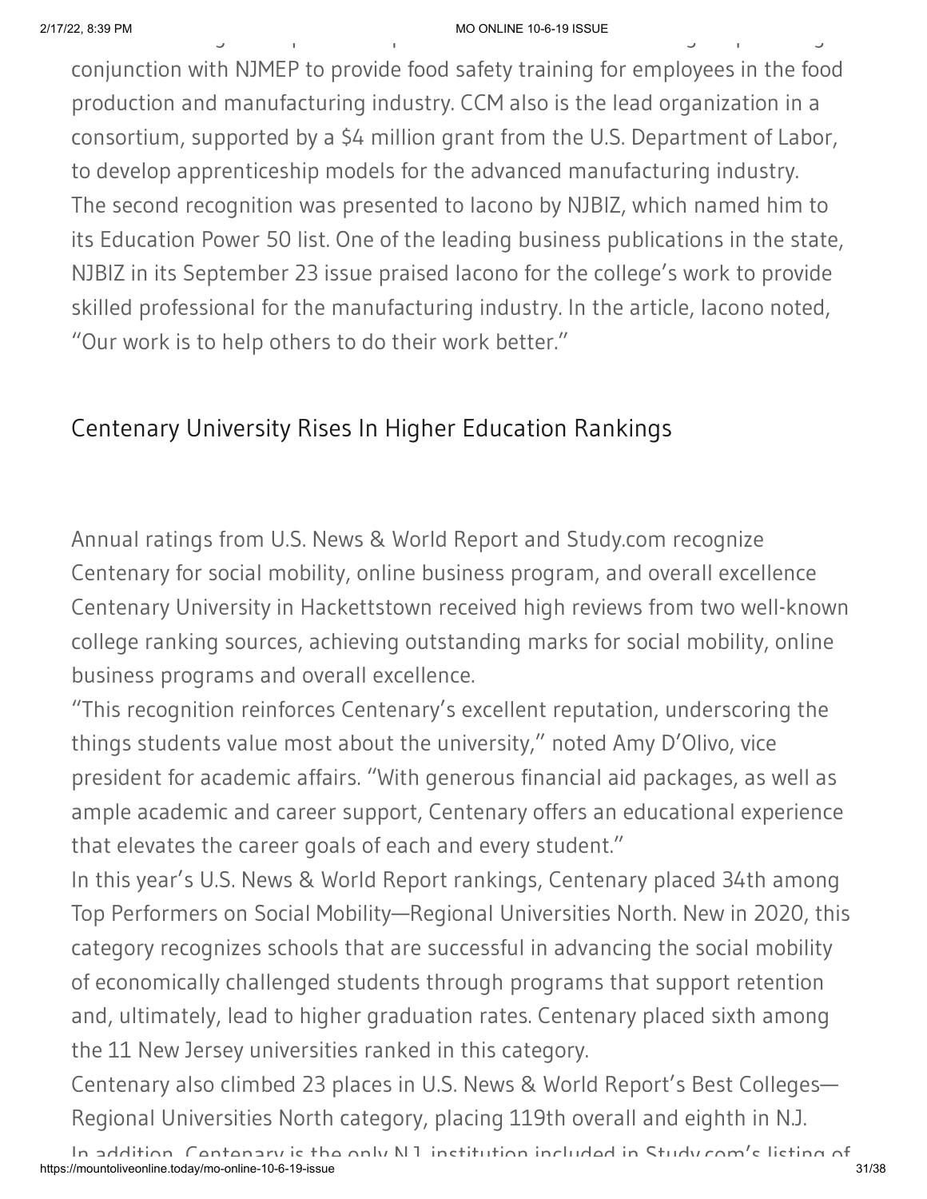conjunction with NJMEP to provide food safety training for employees in the food production and manufacturing industry. CCM also is the lead organization in a consortium, supported by a $4 million grant from the U.S. Department of Labor, to develop apprenticeship models for the advanced manufacturing industry.
The second recognition was presented to Iacono by NJBIZ, which named him to its Education Power 50 list. One of the leading business publications in the state, NJBIZ in its September 23 issue praised Iacono for the college's work to provide skilled professional for the manufacturing industry. In the article, Iacono noted, "Our work is to help others to do their work better."

## Centenary University Rises In Higher Education Rankings

Annual ratings from U.S. News & World Report and Study.com recognize Centenary for social mobility, online business program, and overall excellence
Centenary University in Hackettstown received high reviews from two well-known college ranking sources, achieving outstanding marks for social mobility, online business programs and overall excellence.
"This recognition reinforces Centenary's excellent reputation, underscoring the things students value most about the university," noted Amy D'Olivo, vice president for academic affairs. "With generous financial aid packages, as well as ample academic and career support, Centenary offers an educational experience that elevates the career goals of each and every student."
In this year's U.S. News & World Report rankings, Centenary placed 34th among Top Performers on Social Mobility—Regional Universities North. New in 2020, this category recognizes schools that are successful in advancing the social mobility of economically challenged students through programs that support retention and, ultimately, lead to higher graduation rates. Centenary placed sixth among the 11 New Jersey universities ranked in this category.
Centenary also climbed 23 places in U.S. News & World Report's Best Colleges—Regional Universities North category, placing 119th overall and eighth in N.J.
In addition, Centenary is the only N.J. institution included in Study.com's listing of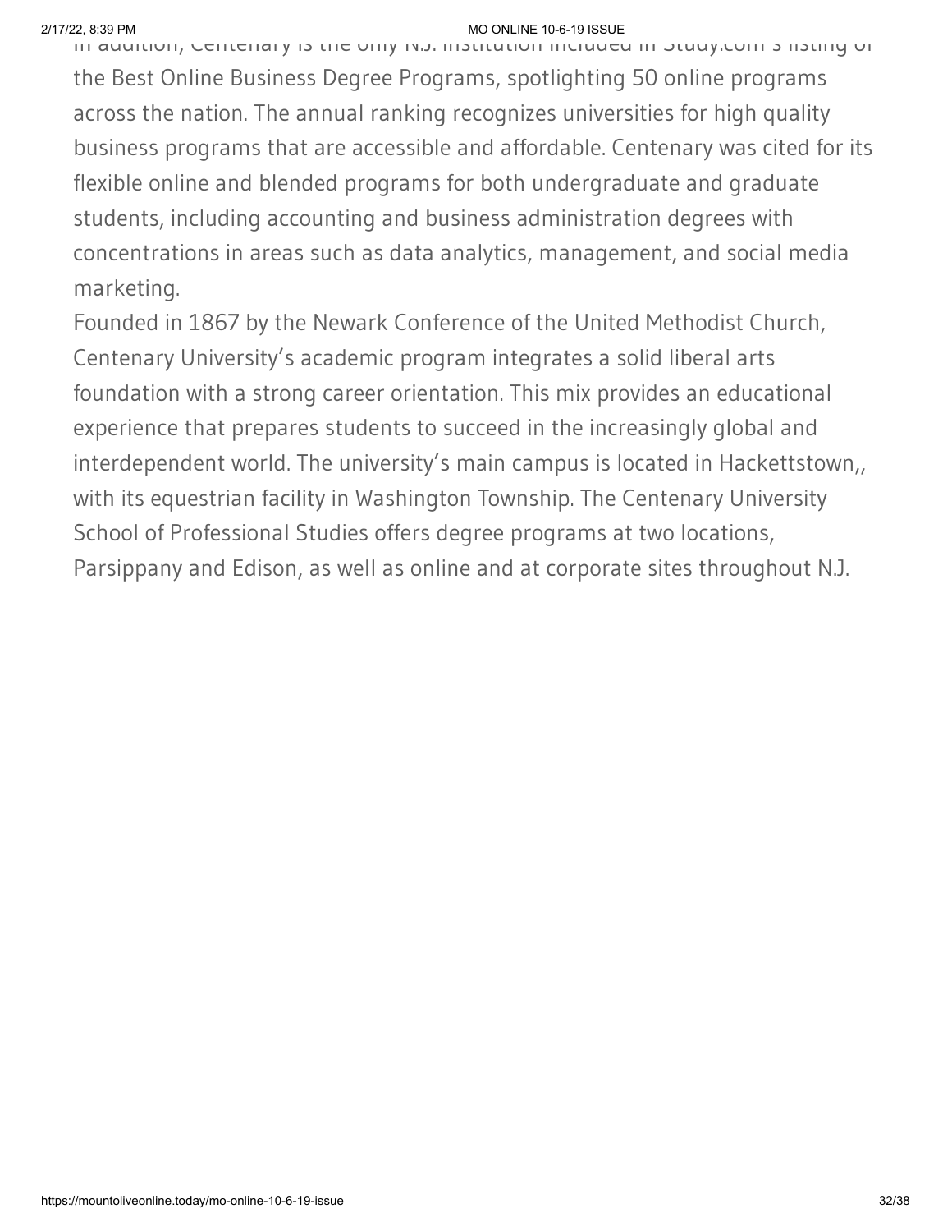In addition, Centenary is the only N.J. institution included in Study.com's listing of the Best Online Business Degree Programs, spotlighting 50 online programs across the nation. The annual ranking recognizes universities for high quality business programs that are accessible and affordable. Centenary was cited for its flexible online and blended programs for both undergraduate and graduate students, including accounting and business administration degrees with concentrations in areas such as data analytics, management, and social media marketing.

Founded in 1867 by the Newark Conference of the United Methodist Church, Centenary University's academic program integrates a solid liberal arts foundation with a strong career orientation. This mix provides an educational experience that prepares students to succeed in the increasingly global and interdependent world. The university's main campus is located in Hackettstown,, with its equestrian facility in Washington Township. The Centenary University School of Professional Studies offers degree programs at two locations, Parsippany and Edison, as well as online and at corporate sites throughout N.J.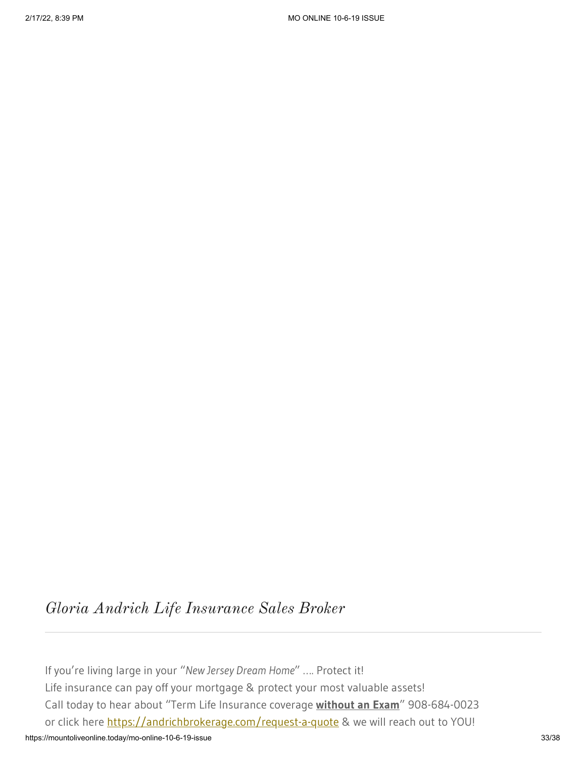## *Gloria Andrich Life Insurance Sales Broker*

---

If you're living large in your "*New Jersey Dream Home*" .... Protect it!
Life insurance can pay off your mortgage & protect your most valuable assets!
Call today to hear about "Term Life Insurance coverage **without an Exam**" 908-684-0023
or click here https://andrichbrokerage.com/request-a-quote & we will reach out to YOU!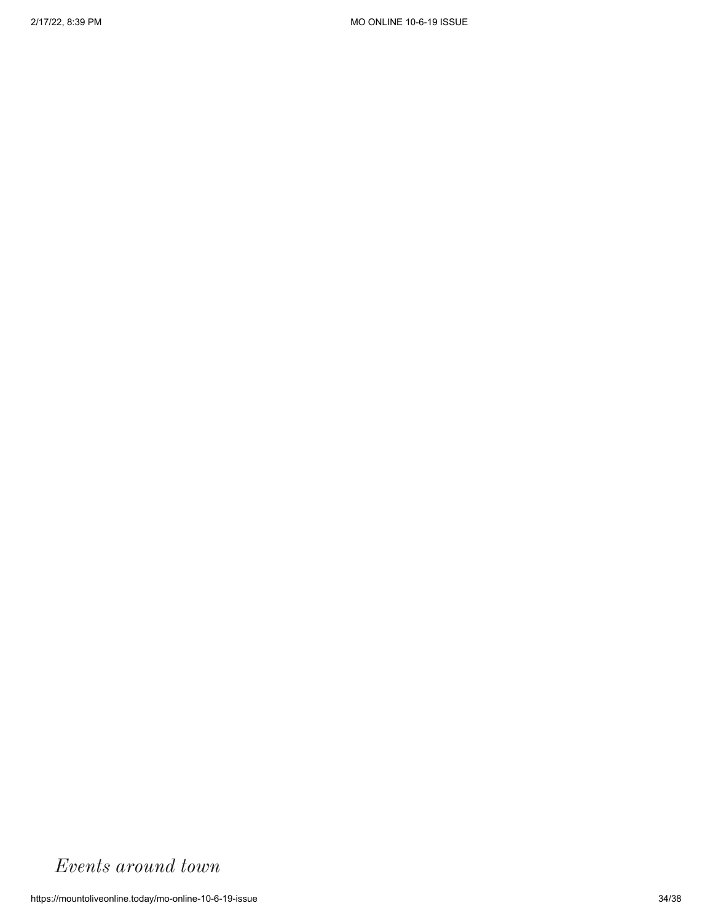*Events around town*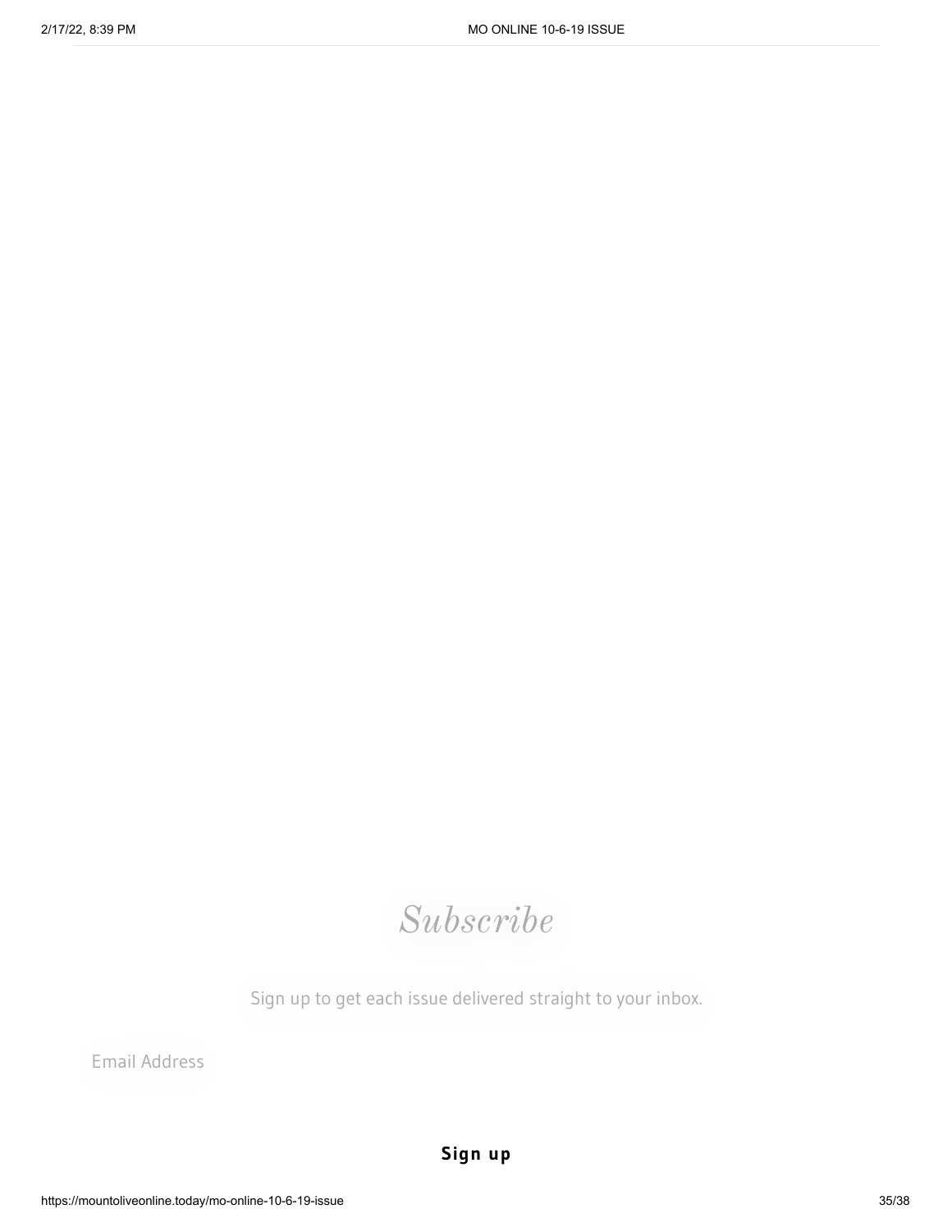## *Subscribe*

Sign up to get each issue delivered straight to your inbox.

Email Address

**Sign up**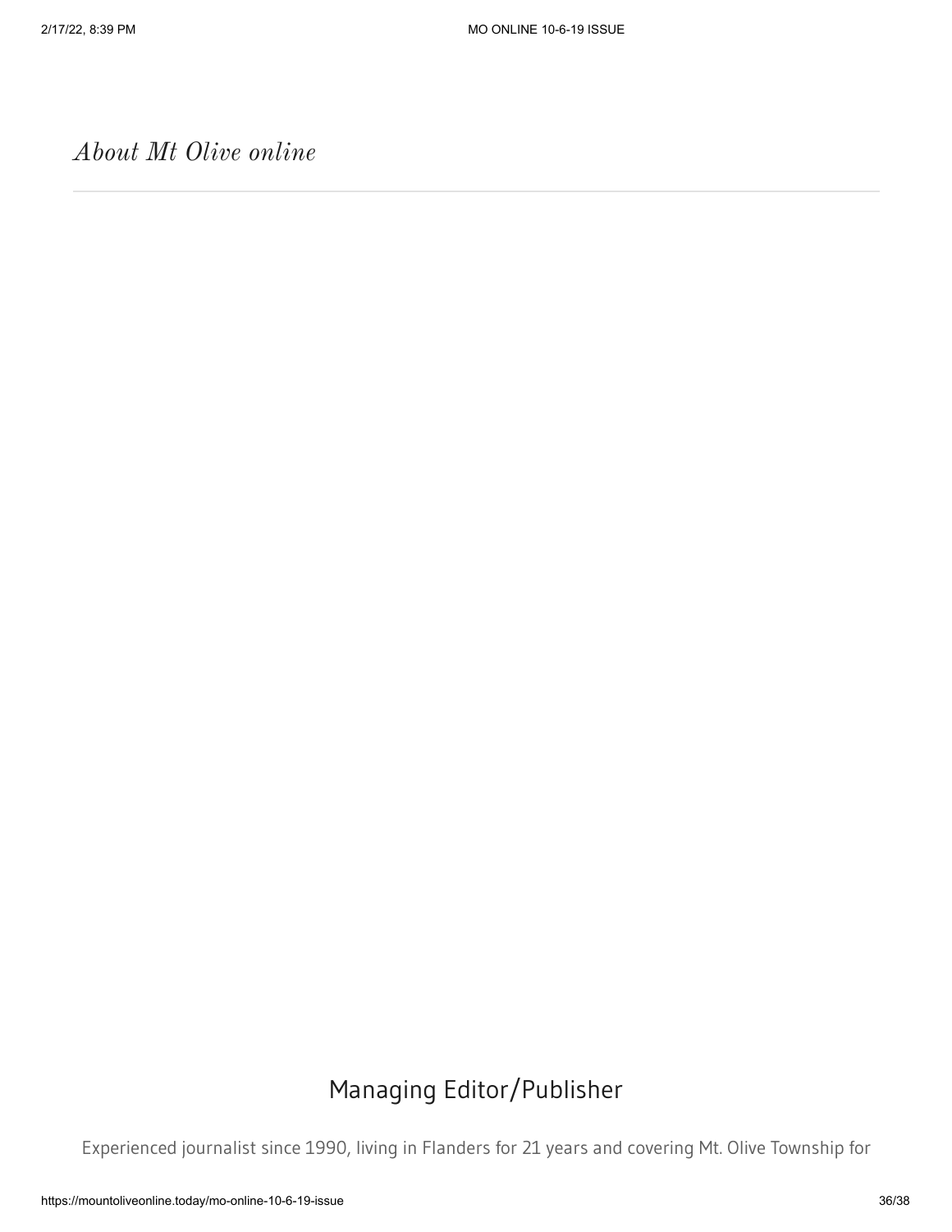*About Mt Olive online*

---

## Managing Editor/Publisher

Experienced journalist since 1990, living in Flanders for 21 years and covering Mt. Olive Township for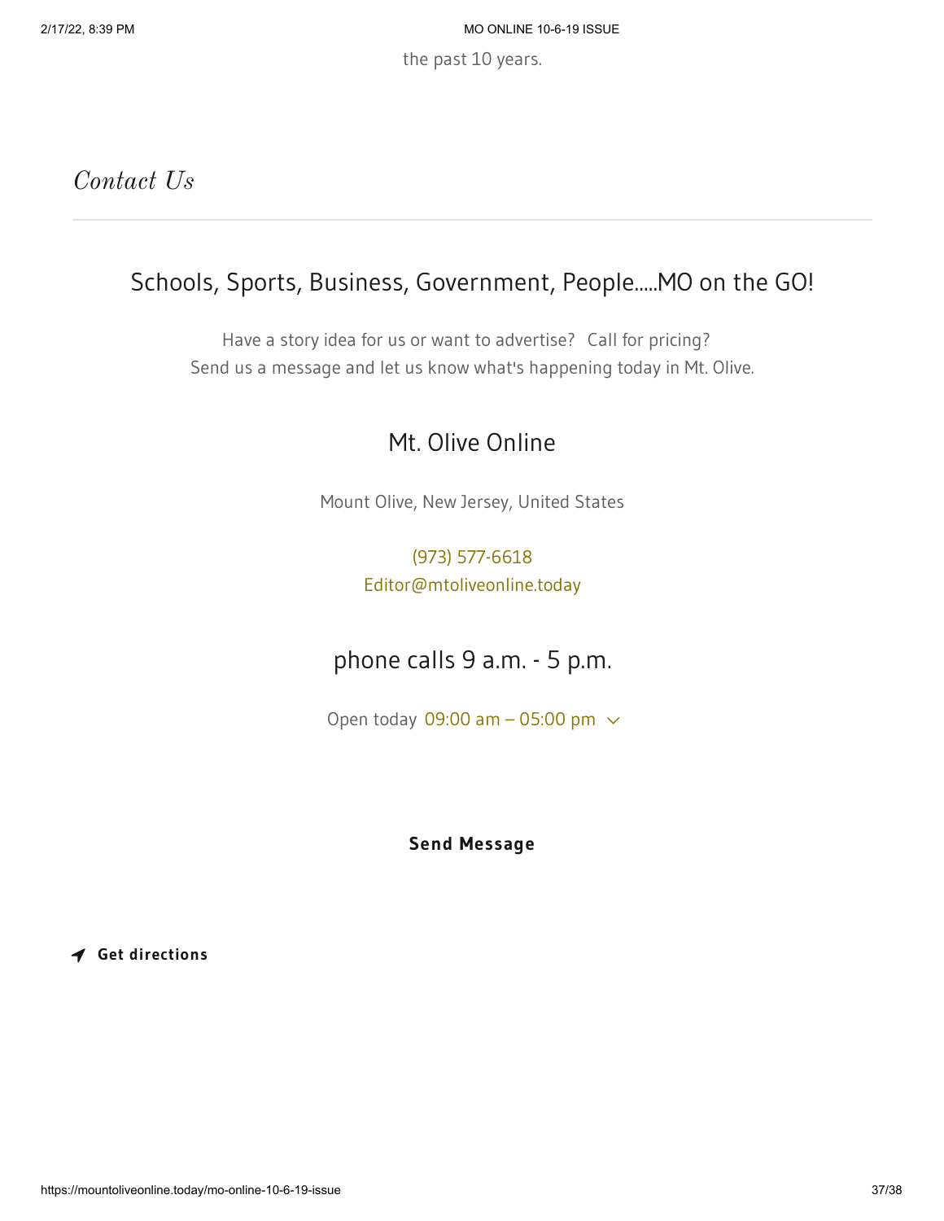the past 10 years.

## *Contact Us*

---

### Schools, Sports, Business, Government, People.....MO on the GO!

Have a story idea for us or want to advertise? Call for pricing?
Send us a message and let us know what's happening today in Mt. Olive.

### Mt. Olive Online

Mount Olive, New Jersey, United States

(973) 577-6618
Editor@mtoliveonline.today

### phone calls 9 a.m. - 5 p.m.

Open today 09:00 am – 05:00 pm

**Send Message**

**Get directions**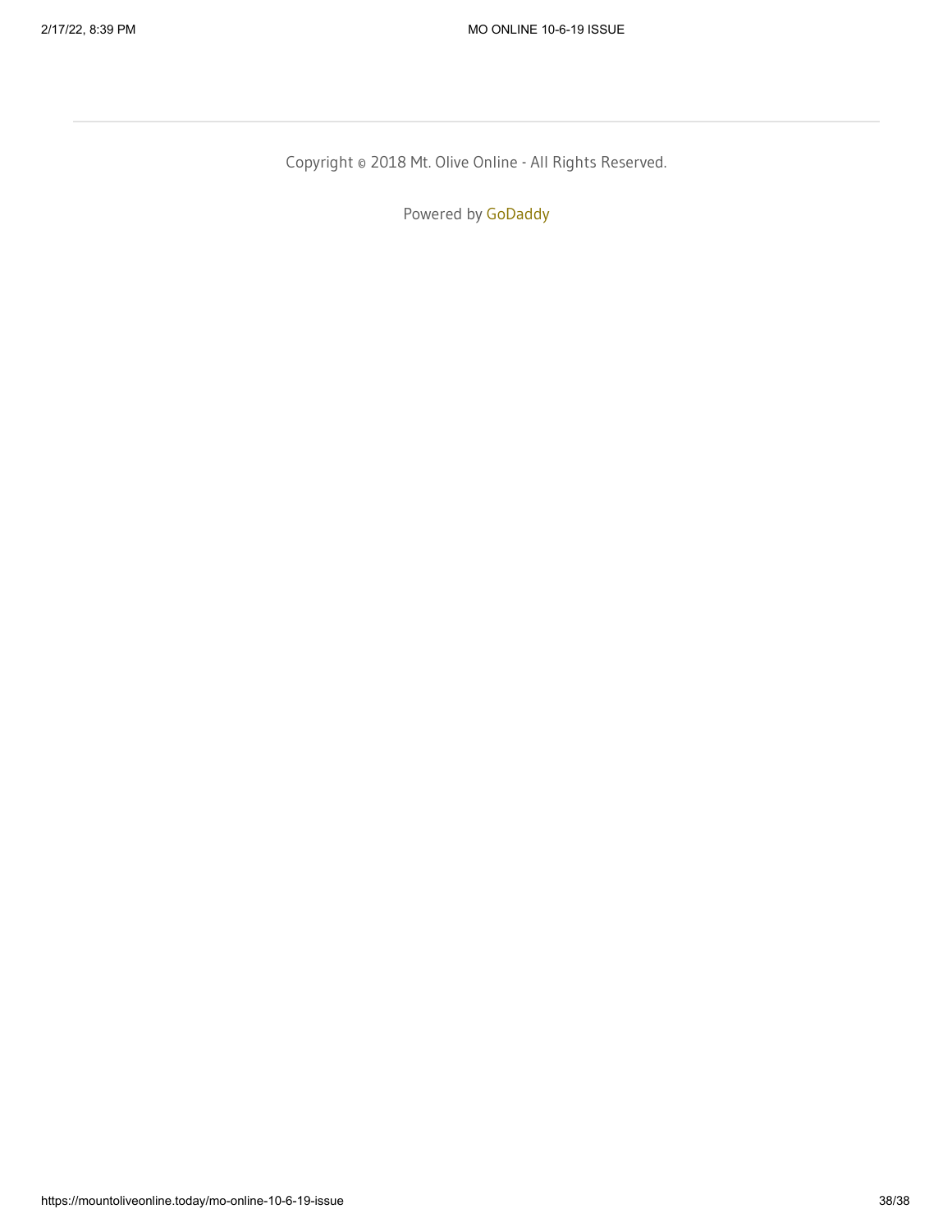---

Copyright © 2018 Mt. Olive Online - All Rights Reserved.

Powered by GoDaddy